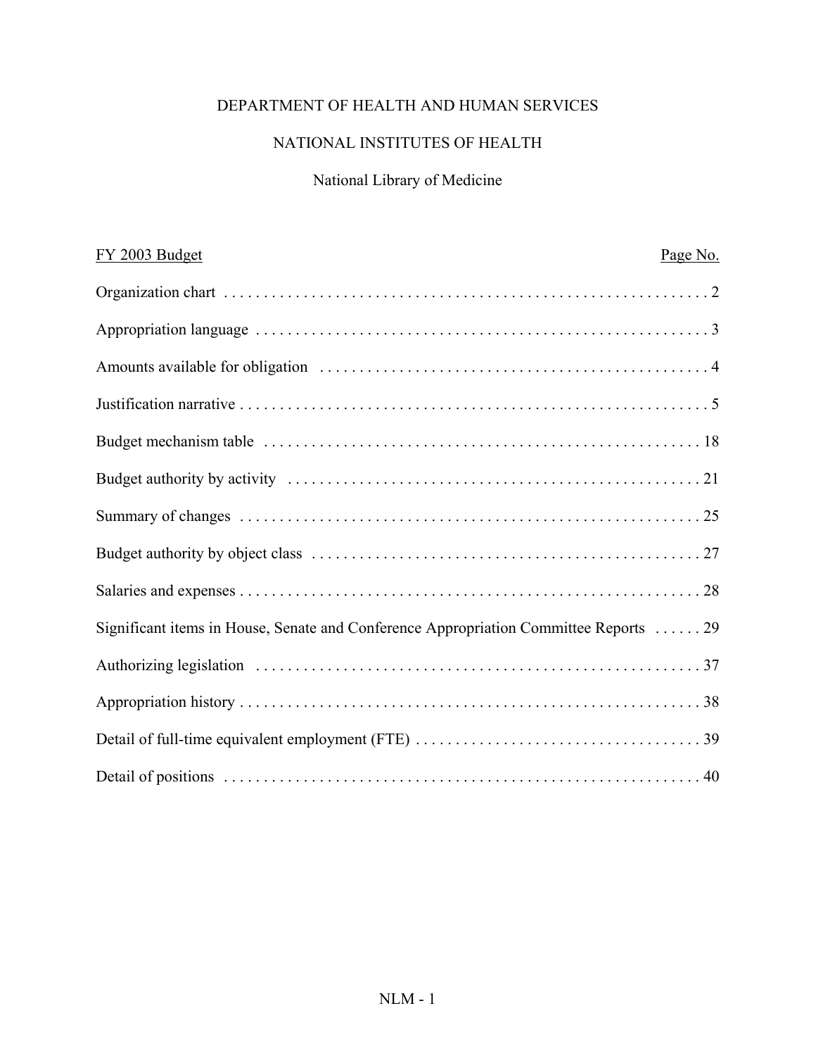# DEPARTMENT OF HEALTH AND HUMAN SERVICES

## NATIONAL INSTITUTES OF HEALTH

### National Library of Medicine

| FY 2003 Budget | Page No. |
| --- | --- |
| Organization chart | 2 |
| Appropriation language | 3 |
| Amounts available for obligation | 4 |
| Justification narrative | 5 |
| Budget mechanism table | 18 |
| Budget authority by activity | 21 |
| Summary of changes | 25 |
| Budget authority by object class | 27 |
| Salaries and expenses | 28 |
| Significant items in House, Senate and Conference Appropriation Committee Reports | 29 |
| Authorizing legislation | 37 |
| Appropriation history | 38 |
| Detail of full-time equivalent employment (FTE) | 39 |
| Detail of positions | 40 |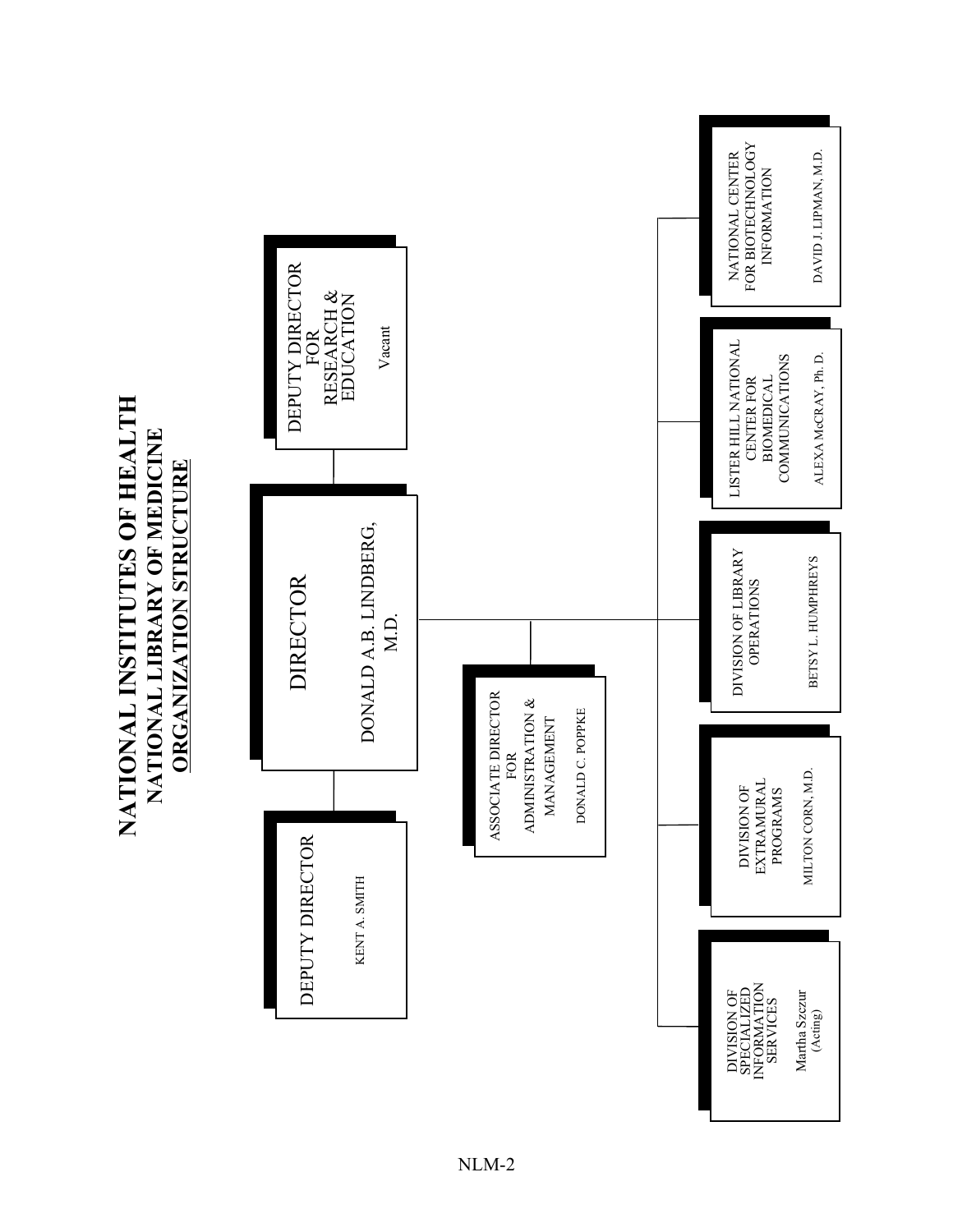# NATIONAL INSTITUTES OF HEALTH
## NATIONAL LIBRARY OF MEDICINE
## ORGANIZATION STRUCTURE

**DIRECTOR**
DONALD A.B. LINDBERG, M.D.

- **DEPUTY DIRECTOR**
  KENT A. SMITH

- **DEPUTY DIRECTOR FOR RESEARCH & EDUCATION**
  Vacant

- **ASSOCIATE DIRECTOR FOR ADMINISTRATION & MANAGEMENT**
  DONALD C. POPPKE

- **DIVISION OF SPECIALIZED INFORMATION SERVICES**
  Martha Szczur (Acting)

- **DIVISION OF EXTRAMURAL PROGRAMS**
  MILTON CORN, M.D.

- **DIVISION OF LIBRARY OPERATIONS**
  BETSY L. HUMPHREYS

- **LISTER HILL NATIONAL CENTER FOR BIOMEDICAL COMMUNICATIONS**
  ALEXA McCRAY, Ph. D.

- **NATIONAL CENTER FOR BIOTECHNOLOGY INFORMATION**
  DAVID J. LIPMAN, M.D.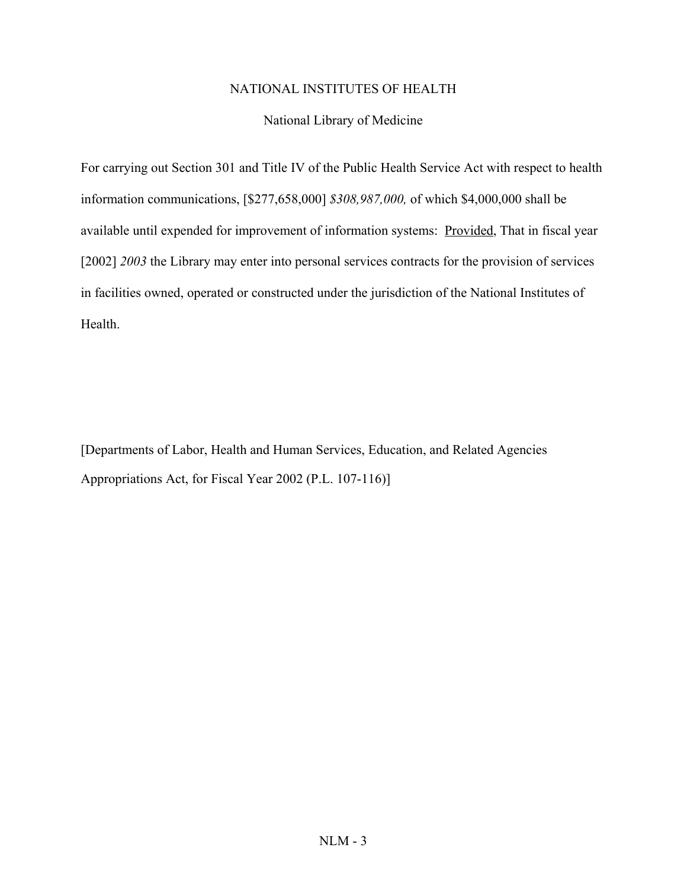NATIONAL INSTITUTES OF HEALTH

National Library of Medicine

For carrying out Section 301 and Title IV of the Public Health Service Act with respect to health information communications, [$277,658,000] *$308,987,000,* of which $4,000,000 shall be available until expended for improvement of information systems: Provided, That in fiscal year [2002] *2003* the Library may enter into personal services contracts for the provision of services in facilities owned, operated or constructed under the jurisdiction of the National Institutes of Health.

[Departments of Labor, Health and Human Services, Education, and Related Agencies Appropriations Act, for Fiscal Year 2002 (P.L. 107-116)]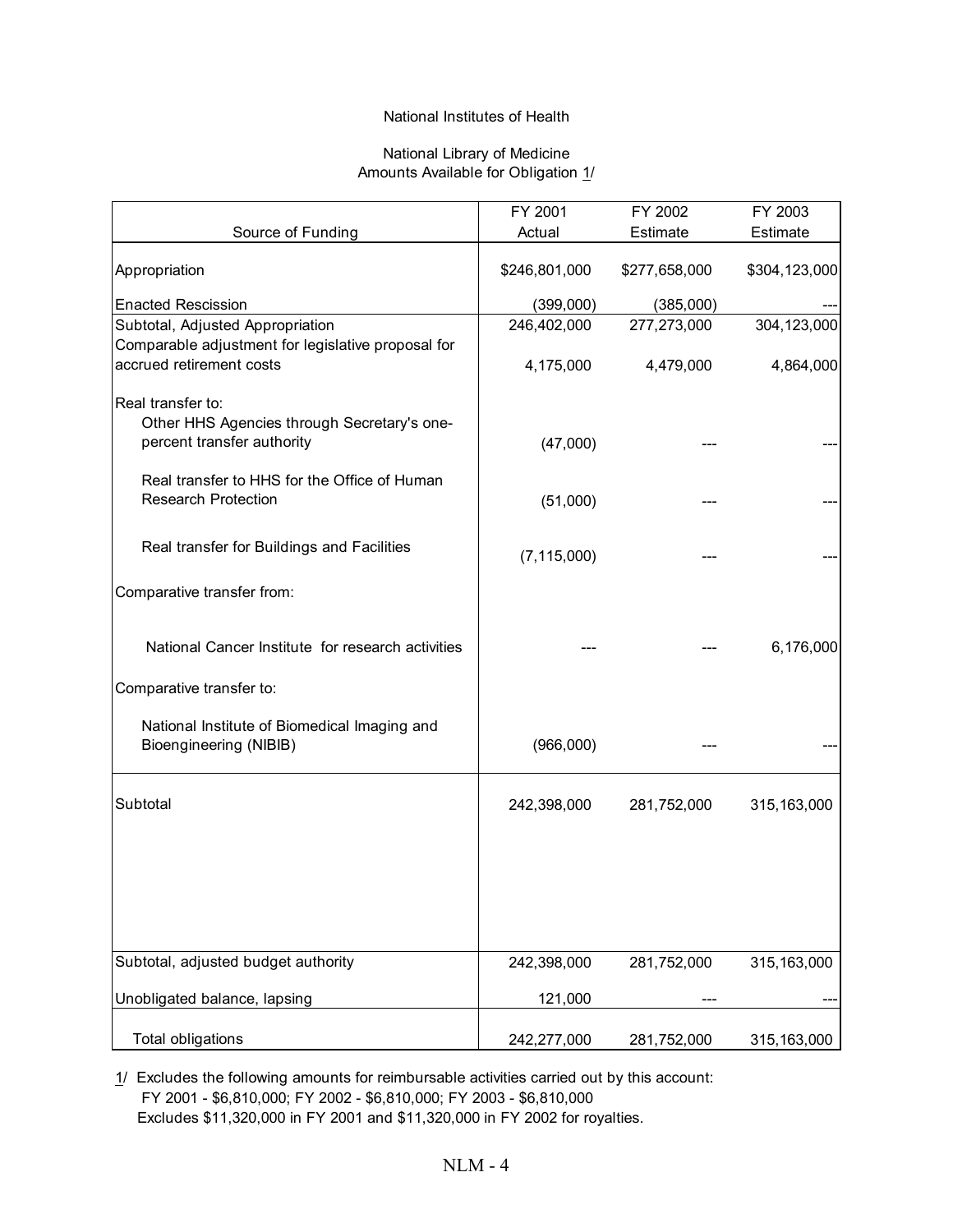National Institutes of Health

National Library of Medicine
Amounts Available for Obligation 1/

| Source of Funding | FY 2001 Actual | FY 2002 Estimate | FY 2003 Estimate |
|---|---|---|---|
| Appropriation | $246,801,000 | $277,658,000 | $304,123,000 |
| Enacted Rescission | (399,000) | (385,000) | --- |
| Subtotal, Adjusted Appropriation | 246,402,000 | 277,273,000 | 304,123,000 |
| Comparable adjustment for legislative proposal for accrued retirement costs | 4,175,000 | 4,479,000 | 4,864,000 |
| Real transfer to: | | | |
| Other HHS Agencies through Secretary's one-percent transfer authority | (47,000) | --- | --- |
| Real transfer to HHS for the Office of Human Research Protection | (51,000) | --- | --- |
| Real transfer for Buildings and Facilities | (7,115,000) | --- | --- |
| Comparative transfer from: | | | |
| National Cancer Institute for research activities | --- | --- | 6,176,000 |
| Comparative transfer to: | | | |
| National Institute of Biomedical Imaging and Bioengineering (NIBIB) | (966,000) | --- | --- |
| Subtotal | 242,398,000 | 281,752,000 | 315,163,000 |
| Subtotal, adjusted budget authority | 242,398,000 | 281,752,000 | 315,163,000 |
| Unobligated balance, lapsing | 121,000 | --- | --- |
| Total obligations | 242,277,000 | 281,752,000 | 315,163,000 |

1/ Excludes the following amounts for reimbursable activities carried out by this account:
FY 2001 - $6,810,000; FY 2002 - $6,810,000; FY 2003 - $6,810,000
Excludes $11,320,000 in FY 2001 and $11,320,000 in FY 2002 for royalties.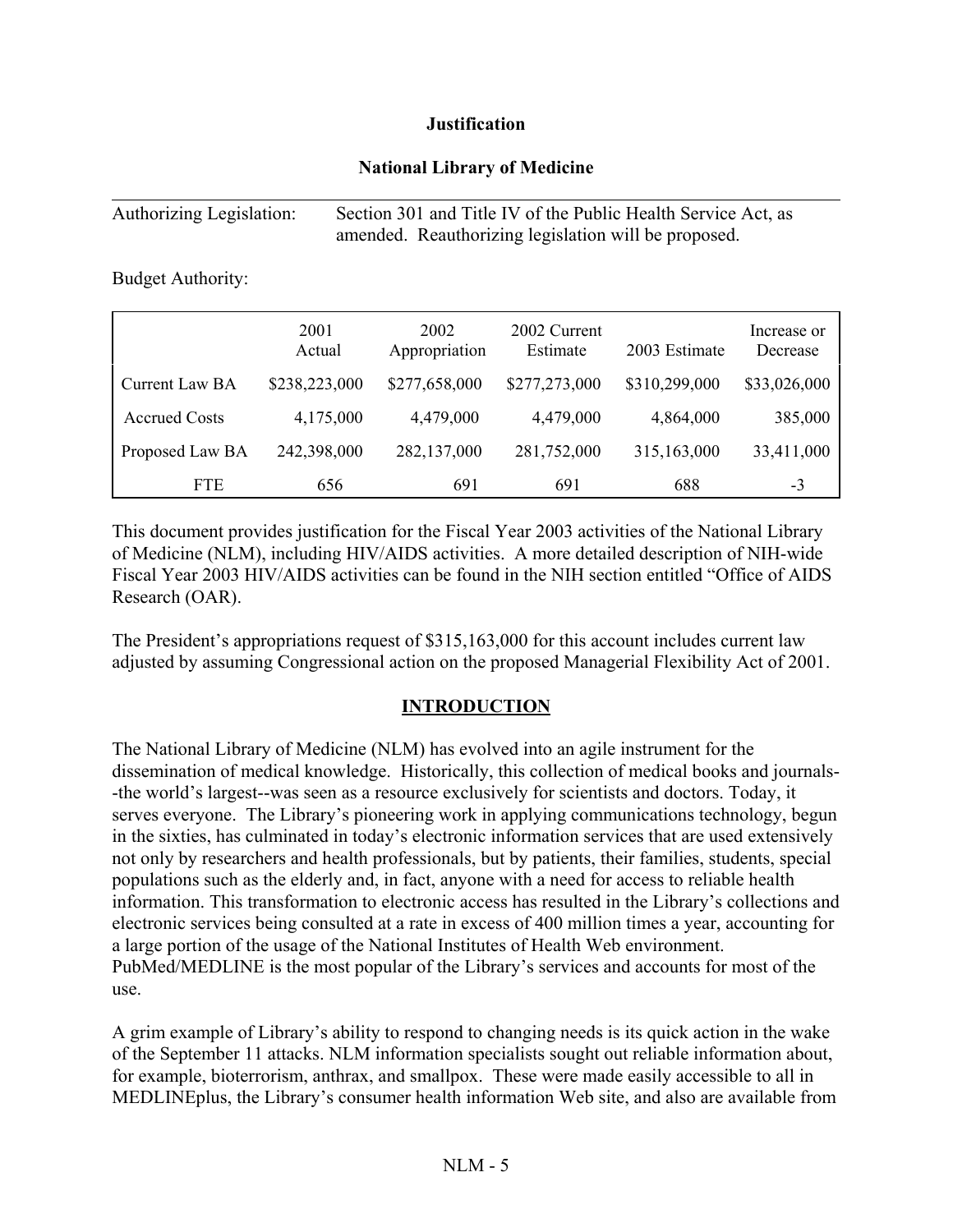**Justification**

**National Library of Medicine**

Authorizing Legislation: Section 301 and Title IV of the Public Health Service Act, as amended. Reauthorizing legislation will be proposed.

Budget Authority:

| | 2001 Actual | 2002 Appropriation | 2002 Current Estimate | 2003 Estimate | Increase or Decrease |
|---|---|---|---|---|---|
| Current Law BA | $238,223,000 | $277,658,000 | $277,273,000 | $310,299,000 | $33,026,000 |
| Accrued Costs | 4,175,000 | 4,479,000 | 4,479,000 | 4,864,000 | 385,000 |
| Proposed Law BA | 242,398,000 | 282,137,000 | 281,752,000 | 315,163,000 | 33,411,000 |
| FTE | 656 | 691 | 691 | 688 | -3 |

This document provides justification for the Fiscal Year 2003 activities of the National Library of Medicine (NLM), including HIV/AIDS activities. A more detailed description of NIH-wide Fiscal Year 2003 HIV/AIDS activities can be found in the NIH section entitled "Office of AIDS Research (OAR).

The President's appropriations request of $315,163,000 for this account includes current law adjusted by assuming Congressional action on the proposed Managerial Flexibility Act of 2001.

## INTRODUCTION

The National Library of Medicine (NLM) has evolved into an agile instrument for the dissemination of medical knowledge. Historically, this collection of medical books and journals--the world's largest--was seen as a resource exclusively for scientists and doctors. Today, it serves everyone. The Library's pioneering work in applying communications technology, begun in the sixties, has culminated in today's electronic information services that are used extensively not only by researchers and health professionals, but by patients, their families, students, special populations such as the elderly and, in fact, anyone with a need for access to reliable health information. This transformation to electronic access has resulted in the Library's collections and electronic services being consulted at a rate in excess of 400 million times a year, accounting for a large portion of the usage of the National Institutes of Health Web environment. PubMed/MEDLINE is the most popular of the Library's services and accounts for most of the use.

A grim example of Library's ability to respond to changing needs is its quick action in the wake of the September 11 attacks. NLM information specialists sought out reliable information about, for example, bioterrorism, anthrax, and smallpox. These were made easily accessible to all in MEDLINEplus, the Library's consumer health information Web site, and also are available from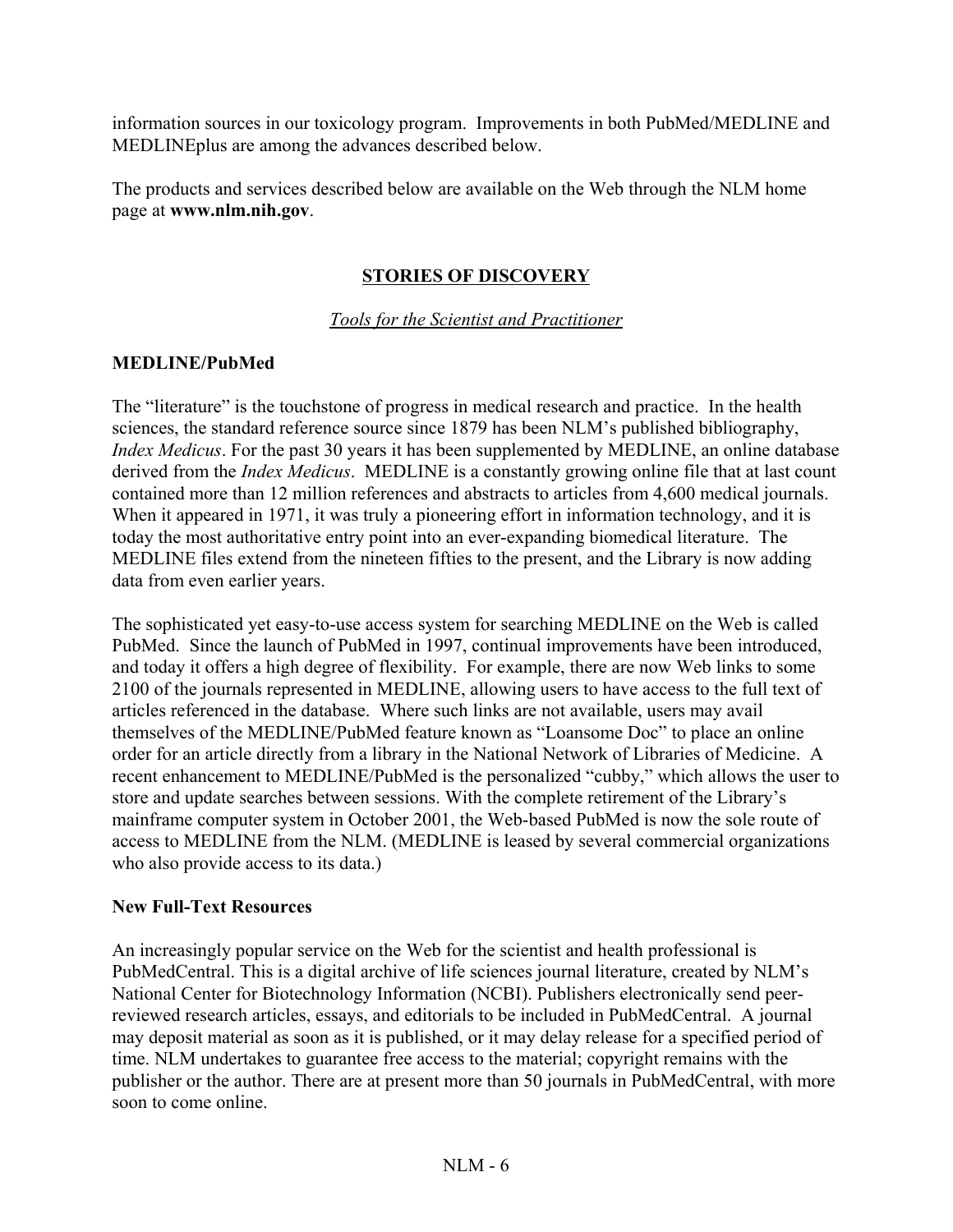information sources in our toxicology program. Improvements in both PubMed/MEDLINE and MEDLINEplus are among the advances described below.

The products and services described below are available on the Web through the NLM home page at **www.nlm.nih.gov**.

## STORIES OF DISCOVERY

*Tools for the Scientist and Practitioner*

### MEDLINE/PubMed

The "literature" is the touchstone of progress in medical research and practice. In the health sciences, the standard reference source since 1879 has been NLM's published bibliography, *Index Medicus*. For the past 30 years it has been supplemented by MEDLINE, an online database derived from the *Index Medicus*. MEDLINE is a constantly growing online file that at last count contained more than 12 million references and abstracts to articles from 4,600 medical journals. When it appeared in 1971, it was truly a pioneering effort in information technology, and it is today the most authoritative entry point into an ever-expanding biomedical literature. The MEDLINE files extend from the nineteen fifties to the present, and the Library is now adding data from even earlier years.

The sophisticated yet easy-to-use access system for searching MEDLINE on the Web is called PubMed. Since the launch of PubMed in 1997, continual improvements have been introduced, and today it offers a high degree of flexibility. For example, there are now Web links to some 2100 of the journals represented in MEDLINE, allowing users to have access to the full text of articles referenced in the database. Where such links are not available, users may avail themselves of the MEDLINE/PubMed feature known as "Loansome Doc" to place an online order for an article directly from a library in the National Network of Libraries of Medicine. A recent enhancement to MEDLINE/PubMed is the personalized "cubby," which allows the user to store and update searches between sessions. With the complete retirement of the Library's mainframe computer system in October 2001, the Web-based PubMed is now the sole route of access to MEDLINE from the NLM. (MEDLINE is leased by several commercial organizations who also provide access to its data.)

### New Full-Text Resources

An increasingly popular service on the Web for the scientist and health professional is PubMedCentral. This is a digital archive of life sciences journal literature, created by NLM's National Center for Biotechnology Information (NCBI). Publishers electronically send peer-reviewed research articles, essays, and editorials to be included in PubMedCentral. A journal may deposit material as soon as it is published, or it may delay release for a specified period of time. NLM undertakes to guarantee free access to the material; copyright remains with the publisher or the author. There are at present more than 50 journals in PubMedCentral, with more soon to come online.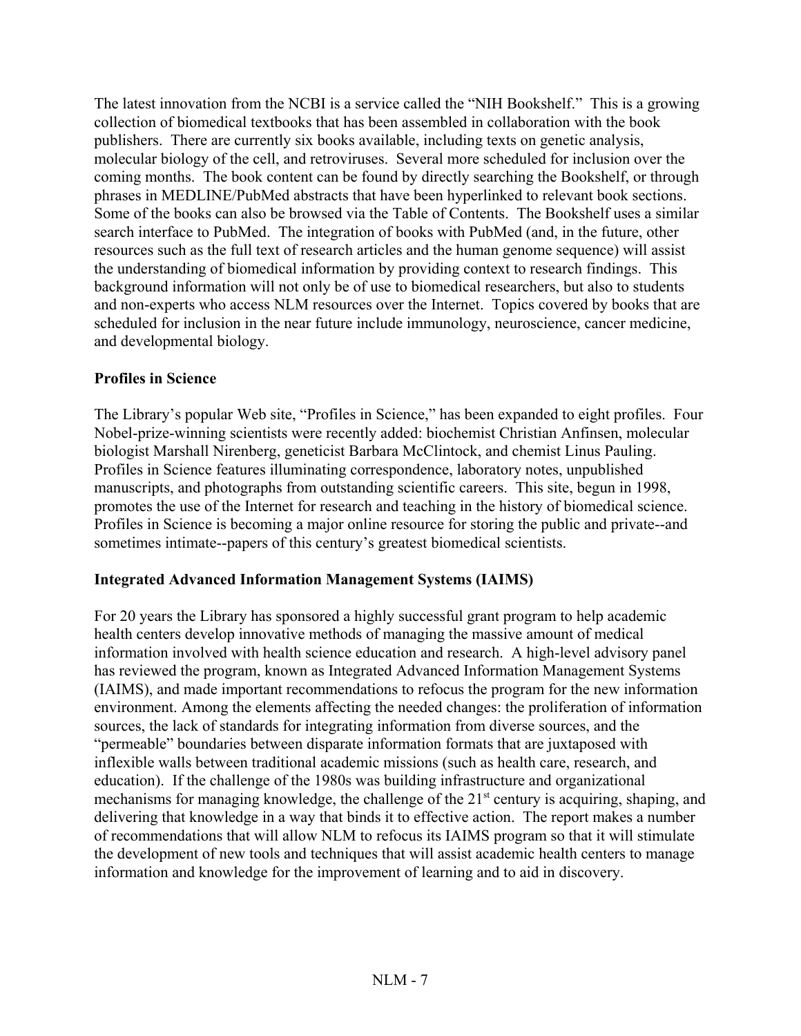The latest innovation from the NCBI is a service called the "NIH Bookshelf." This is a growing collection of biomedical textbooks that has been assembled in collaboration with the book publishers. There are currently six books available, including texts on genetic analysis, molecular biology of the cell, and retroviruses. Several more scheduled for inclusion over the coming months. The book content can be found by directly searching the Bookshelf, or through phrases in MEDLINE/PubMed abstracts that have been hyperlinked to relevant book sections. Some of the books can also be browsed via the Table of Contents. The Bookshelf uses a similar search interface to PubMed. The integration of books with PubMed (and, in the future, other resources such as the full text of research articles and the human genome sequence) will assist the understanding of biomedical information by providing context to research findings. This background information will not only be of use to biomedical researchers, but also to students and non-experts who access NLM resources over the Internet. Topics covered by books that are scheduled for inclusion in the near future include immunology, neuroscience, cancer medicine, and developmental biology.

**Profiles in Science**

The Library's popular Web site, "Profiles in Science," has been expanded to eight profiles. Four Nobel-prize-winning scientists were recently added: biochemist Christian Anfinsen, molecular biologist Marshall Nirenberg, geneticist Barbara McClintock, and chemist Linus Pauling. Profiles in Science features illuminating correspondence, laboratory notes, unpublished manuscripts, and photographs from outstanding scientific careers. This site, begun in 1998, promotes the use of the Internet for research and teaching in the history of biomedical science. Profiles in Science is becoming a major online resource for storing the public and private--and sometimes intimate--papers of this century's greatest biomedical scientists.

**Integrated Advanced Information Management Systems (IAIMS)**

For 20 years the Library has sponsored a highly successful grant program to help academic health centers develop innovative methods of managing the massive amount of medical information involved with health science education and research. A high-level advisory panel has reviewed the program, known as Integrated Advanced Information Management Systems (IAIMS), and made important recommendations to refocus the program for the new information environment. Among the elements affecting the needed changes: the proliferation of information sources, the lack of standards for integrating information from diverse sources, and the "permeable" boundaries between disparate information formats that are juxtaposed with inflexible walls between traditional academic missions (such as health care, research, and education). If the challenge of the 1980s was building infrastructure and organizational mechanisms for managing knowledge, the challenge of the 21st century is acquiring, shaping, and delivering that knowledge in a way that binds it to effective action. The report makes a number of recommendations that will allow NLM to refocus its IAIMS program so that it will stimulate the development of new tools and techniques that will assist academic health centers to manage information and knowledge for the improvement of learning and to aid in discovery.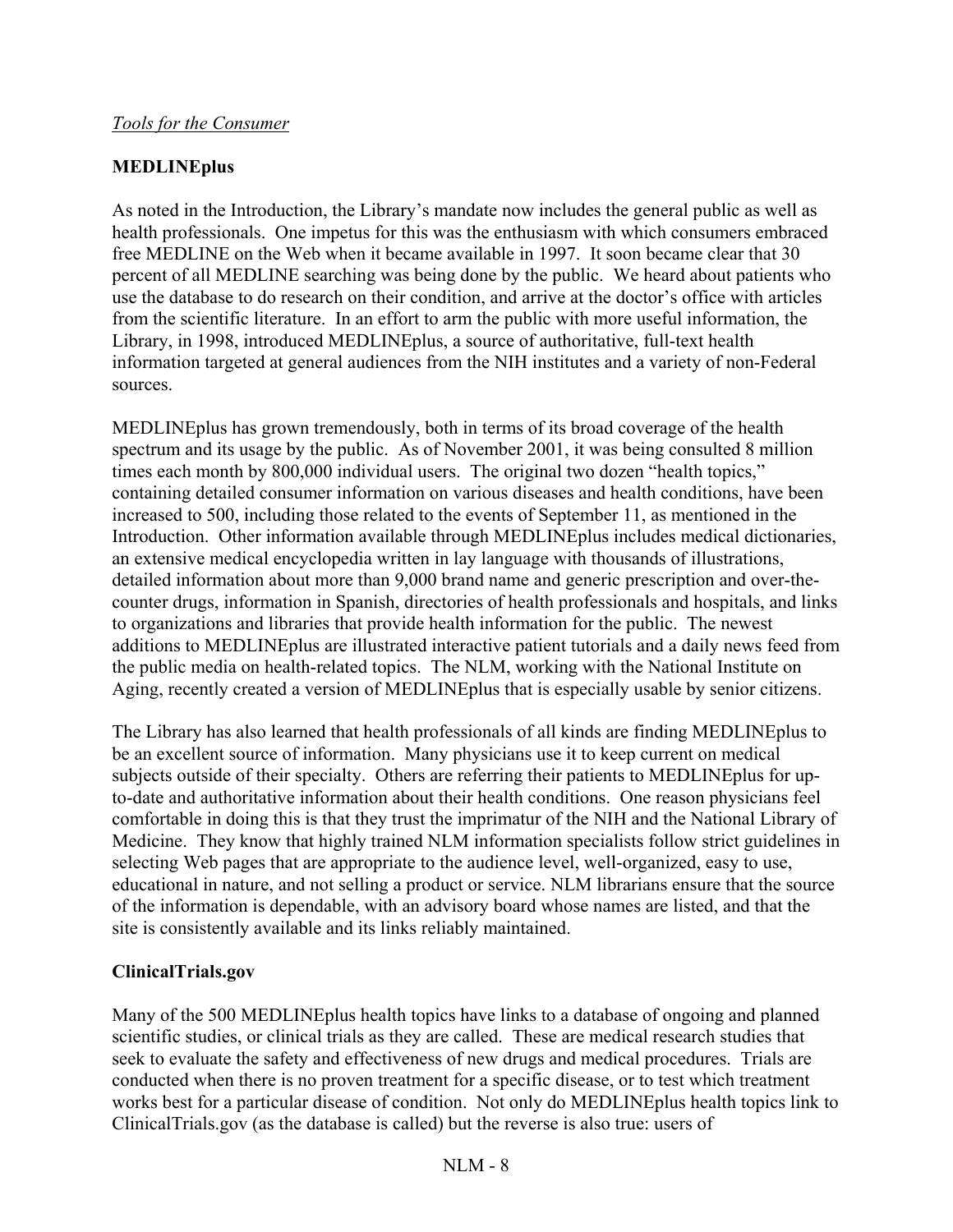*Tools for the Consumer*

**MEDLINEplus**

As noted in the Introduction, the Library's mandate now includes the general public as well as health professionals. One impetus for this was the enthusiasm with which consumers embraced free MEDLINE on the Web when it became available in 1997. It soon became clear that 30 percent of all MEDLINE searching was being done by the public. We heard about patients who use the database to do research on their condition, and arrive at the doctor's office with articles from the scientific literature. In an effort to arm the public with more useful information, the Library, in 1998, introduced MEDLINEplus, a source of authoritative, full-text health information targeted at general audiences from the NIH institutes and a variety of non-Federal sources.

MEDLINEplus has grown tremendously, both in terms of its broad coverage of the health spectrum and its usage by the public. As of November 2001, it was being consulted 8 million times each month by 800,000 individual users. The original two dozen "health topics," containing detailed consumer information on various diseases and health conditions, have been increased to 500, including those related to the events of September 11, as mentioned in the Introduction. Other information available through MEDLINEplus includes medical dictionaries, an extensive medical encyclopedia written in lay language with thousands of illustrations, detailed information about more than 9,000 brand name and generic prescription and over-the-counter drugs, information in Spanish, directories of health professionals and hospitals, and links to organizations and libraries that provide health information for the public. The newest additions to MEDLINEplus are illustrated interactive patient tutorials and a daily news feed from the public media on health-related topics. The NLM, working with the National Institute on Aging, recently created a version of MEDLINEplus that is especially usable by senior citizens.

The Library has also learned that health professionals of all kinds are finding MEDLINEplus to be an excellent source of information. Many physicians use it to keep current on medical subjects outside of their specialty. Others are referring their patients to MEDLINEplus for up-to-date and authoritative information about their health conditions. One reason physicians feel comfortable in doing this is that they trust the imprimatur of the NIH and the National Library of Medicine. They know that highly trained NLM information specialists follow strict guidelines in selecting Web pages that are appropriate to the audience level, well-organized, easy to use, educational in nature, and not selling a product or service. NLM librarians ensure that the source of the information is dependable, with an advisory board whose names are listed, and that the site is consistently available and its links reliably maintained.

**ClinicalTrials.gov**

Many of the 500 MEDLINEplus health topics have links to a database of ongoing and planned scientific studies, or clinical trials as they are called. These are medical research studies that seek to evaluate the safety and effectiveness of new drugs and medical procedures. Trials are conducted when there is no proven treatment for a specific disease, or to test which treatment works best for a particular disease of condition. Not only do MEDLINEplus health topics link to ClinicalTrials.gov (as the database is called) but the reverse is also true: users of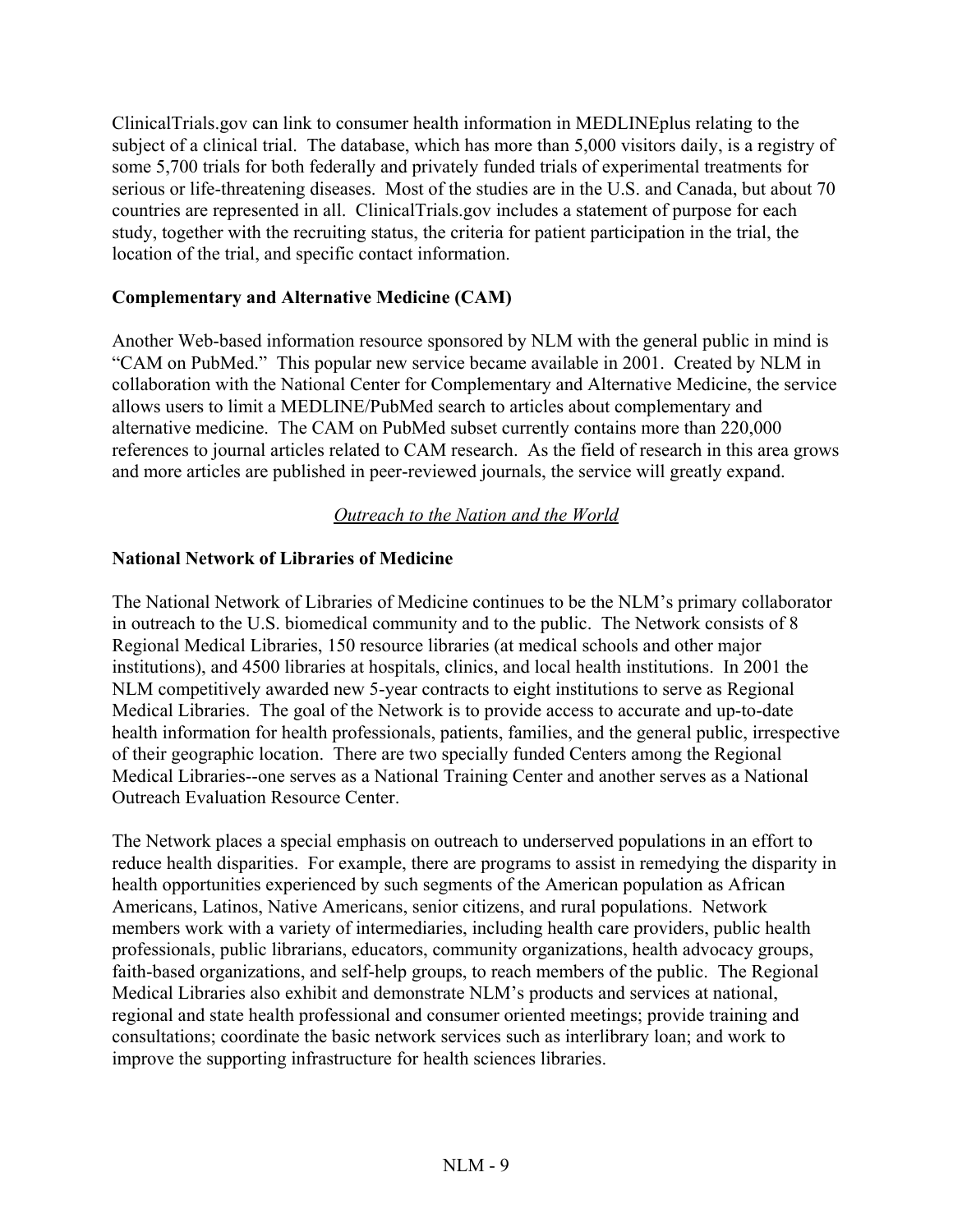ClinicalTrials.gov can link to consumer health information in MEDLINEplus relating to the subject of a clinical trial. The database, which has more than 5,000 visitors daily, is a registry of some 5,700 trials for both federally and privately funded trials of experimental treatments for serious or life-threatening diseases. Most of the studies are in the U.S. and Canada, but about 70 countries are represented in all. ClinicalTrials.gov includes a statement of purpose for each study, together with the recruiting status, the criteria for patient participation in the trial, the location of the trial, and specific contact information.

**Complementary and Alternative Medicine (CAM)**

Another Web-based information resource sponsored by NLM with the general public in mind is "CAM on PubMed." This popular new service became available in 2001. Created by NLM in collaboration with the National Center for Complementary and Alternative Medicine, the service allows users to limit a MEDLINE/PubMed search to articles about complementary and alternative medicine. The CAM on PubMed subset currently contains more than 220,000 references to journal articles related to CAM research. As the field of research in this area grows and more articles are published in peer-reviewed journals, the service will greatly expand.

## *Outreach to the Nation and the World*

**National Network of Libraries of Medicine**

The National Network of Libraries of Medicine continues to be the NLM's primary collaborator in outreach to the U.S. biomedical community and to the public. The Network consists of 8 Regional Medical Libraries, 150 resource libraries (at medical schools and other major institutions), and 4500 libraries at hospitals, clinics, and local health institutions. In 2001 the NLM competitively awarded new 5-year contracts to eight institutions to serve as Regional Medical Libraries. The goal of the Network is to provide access to accurate and up-to-date health information for health professionals, patients, families, and the general public, irrespective of their geographic location. There are two specially funded Centers among the Regional Medical Libraries--one serves as a National Training Center and another serves as a National Outreach Evaluation Resource Center.

The Network places a special emphasis on outreach to underserved populations in an effort to reduce health disparities. For example, there are programs to assist in remedying the disparity in health opportunities experienced by such segments of the American population as African Americans, Latinos, Native Americans, senior citizens, and rural populations. Network members work with a variety of intermediaries, including health care providers, public health professionals, public librarians, educators, community organizations, health advocacy groups, faith-based organizations, and self-help groups, to reach members of the public. The Regional Medical Libraries also exhibit and demonstrate NLM's products and services at national, regional and state health professional and consumer oriented meetings; provide training and consultations; coordinate the basic network services such as interlibrary loan; and work to improve the supporting infrastructure for health sciences libraries.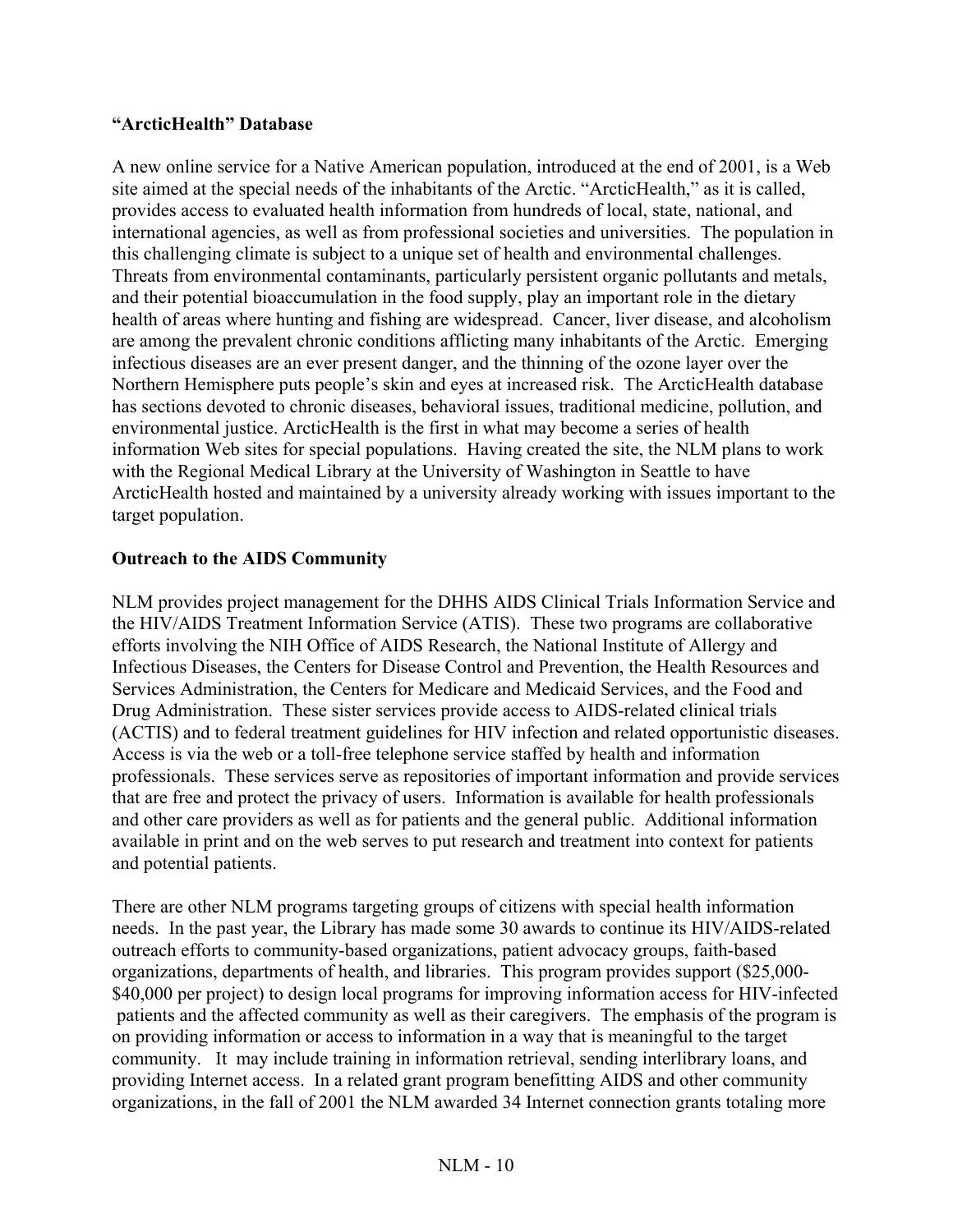### "ArcticHealth" Database

A new online service for a Native American population, introduced at the end of 2001, is a Web site aimed at the special needs of the inhabitants of the Arctic. "ArcticHealth," as it is called, provides access to evaluated health information from hundreds of local, state, national, and international agencies, as well as from professional societies and universities. The population in this challenging climate is subject to a unique set of health and environmental challenges. Threats from environmental contaminants, particularly persistent organic pollutants and metals, and their potential bioaccumulation in the food supply, play an important role in the dietary health of areas where hunting and fishing are widespread. Cancer, liver disease, and alcoholism are among the prevalent chronic conditions afflicting many inhabitants of the Arctic. Emerging infectious diseases are an ever present danger, and the thinning of the ozone layer over the Northern Hemisphere puts people's skin and eyes at increased risk. The ArcticHealth database has sections devoted to chronic diseases, behavioral issues, traditional medicine, pollution, and environmental justice. ArcticHealth is the first in what may become a series of health information Web sites for special populations. Having created the site, the NLM plans to work with the Regional Medical Library at the University of Washington in Seattle to have ArcticHealth hosted and maintained by a university already working with issues important to the target population.

### Outreach to the AIDS Community

NLM provides project management for the DHHS AIDS Clinical Trials Information Service and the HIV/AIDS Treatment Information Service (ATIS). These two programs are collaborative efforts involving the NIH Office of AIDS Research, the National Institute of Allergy and Infectious Diseases, the Centers for Disease Control and Prevention, the Health Resources and Services Administration, the Centers for Medicare and Medicaid Services, and the Food and Drug Administration. These sister services provide access to AIDS-related clinical trials (ACTIS) and to federal treatment guidelines for HIV infection and related opportunistic diseases. Access is via the web or a toll-free telephone service staffed by health and information professionals. These services serve as repositories of important information and provide services that are free and protect the privacy of users. Information is available for health professionals and other care providers as well as for patients and the general public. Additional information available in print and on the web serves to put research and treatment into context for patients and potential patients.

There are other NLM programs targeting groups of citizens with special health information needs. In the past year, the Library has made some 30 awards to continue its HIV/AIDS-related outreach efforts to community-based organizations, patient advocacy groups, faith-based organizations, departments of health, and libraries. This program provides support ($25,000-$40,000 per project) to design local programs for improving information access for HIV-infected patients and the affected community as well as their caregivers. The emphasis of the program is on providing information or access to information in a way that is meaningful to the target community. It may include training in information retrieval, sending interlibrary loans, and providing Internet access. In a related grant program benefitting AIDS and other community organizations, in the fall of 2001 the NLM awarded 34 Internet connection grants totaling more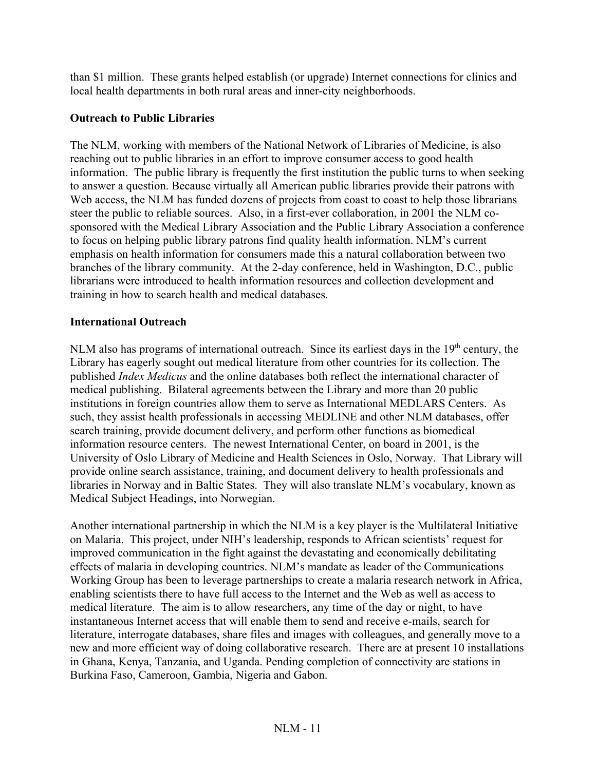than $1 million. These grants helped establish (or upgrade) Internet connections for clinics and local health departments in both rural areas and inner-city neighborhoods.

**Outreach to Public Libraries**

The NLM, working with members of the National Network of Libraries of Medicine, is also reaching out to public libraries in an effort to improve consumer access to good health information. The public library is frequently the first institution the public turns to when seeking to answer a question. Because virtually all American public libraries provide their patrons with Web access, the NLM has funded dozens of projects from coast to coast to help those librarians steer the public to reliable sources. Also, in a first-ever collaboration, in 2001 the NLM co-sponsored with the Medical Library Association and the Public Library Association a conference to focus on helping public library patrons find quality health information. NLM's current emphasis on health information for consumers made this a natural collaboration between two branches of the library community. At the 2-day conference, held in Washington, D.C., public librarians were introduced to health information resources and collection development and training in how to search health and medical databases.

**International Outreach**

NLM also has programs of international outreach. Since its earliest days in the 19th century, the Library has eagerly sought out medical literature from other countries for its collection. The published *Index Medicus* and the online databases both reflect the international character of medical publishing. Bilateral agreements between the Library and more than 20 public institutions in foreign countries allow them to serve as International MEDLARS Centers. As such, they assist health professionals in accessing MEDLINE and other NLM databases, offer search training, provide document delivery, and perform other functions as biomedical information resource centers. The newest International Center, on board in 2001, is the University of Oslo Library of Medicine and Health Sciences in Oslo, Norway. That Library will provide online search assistance, training, and document delivery to health professionals and libraries in Norway and in Baltic States. They will also translate NLM's vocabulary, known as Medical Subject Headings, into Norwegian.

Another international partnership in which the NLM is a key player is the Multilateral Initiative on Malaria. This project, under NIH's leadership, responds to African scientists' request for improved communication in the fight against the devastating and economically debilitating effects of malaria in developing countries. NLM's mandate as leader of the Communications Working Group has been to leverage partnerships to create a malaria research network in Africa, enabling scientists there to have full access to the Internet and the Web as well as access to medical literature. The aim is to allow researchers, any time of the day or night, to have instantaneous Internet access that will enable them to send and receive e-mails, search for literature, interrogate databases, share files and images with colleagues, and generally move to a new and more efficient way of doing collaborative research. There are at present 10 installations in Ghana, Kenya, Tanzania, and Uganda. Pending completion of connectivity are stations in Burkina Faso, Cameroon, Gambia, Nigeria and Gabon.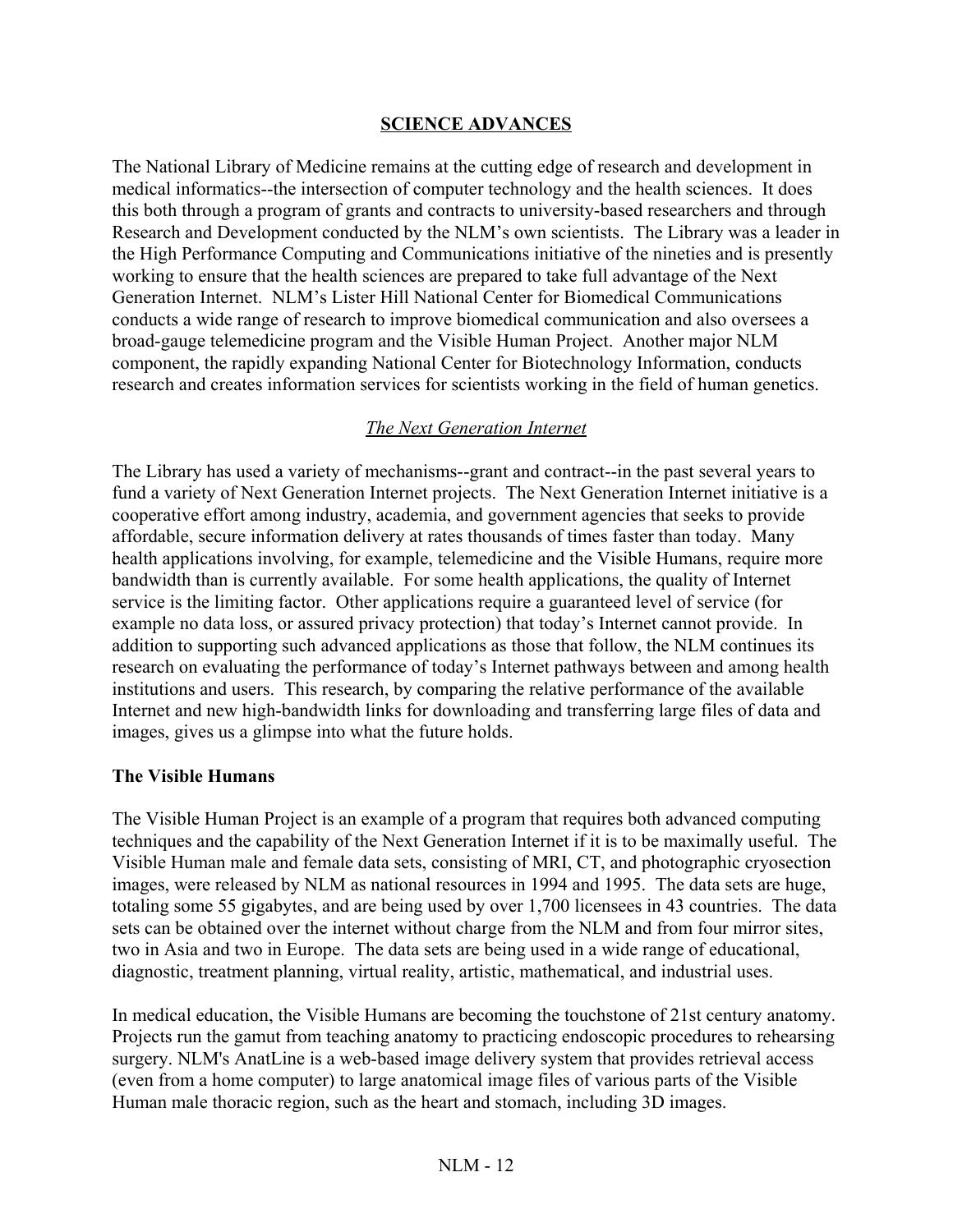## SCIENCE ADVANCES

The National Library of Medicine remains at the cutting edge of research and development in medical informatics--the intersection of computer technology and the health sciences. It does this both through a program of grants and contracts to university-based researchers and through Research and Development conducted by the NLM's own scientists. The Library was a leader in the High Performance Computing and Communications initiative of the nineties and is presently working to ensure that the health sciences are prepared to take full advantage of the Next Generation Internet. NLM's Lister Hill National Center for Biomedical Communications conducts a wide range of research to improve biomedical communication and also oversees a broad-gauge telemedicine program and the Visible Human Project. Another major NLM component, the rapidly expanding National Center for Biotechnology Information, conducts research and creates information services for scientists working in the field of human genetics.

### *The Next Generation Internet*

The Library has used a variety of mechanisms--grant and contract--in the past several years to fund a variety of Next Generation Internet projects. The Next Generation Internet initiative is a cooperative effort among industry, academia, and government agencies that seeks to provide affordable, secure information delivery at rates thousands of times faster than today. Many health applications involving, for example, telemedicine and the Visible Humans, require more bandwidth than is currently available. For some health applications, the quality of Internet service is the limiting factor. Other applications require a guaranteed level of service (for example no data loss, or assured privacy protection) that today's Internet cannot provide. In addition to supporting such advanced applications as those that follow, the NLM continues its research on evaluating the performance of today's Internet pathways between and among health institutions and users. This research, by comparing the relative performance of the available Internet and new high-bandwidth links for downloading and transferring large files of data and images, gives us a glimpse into what the future holds.

#### The Visible Humans

The Visible Human Project is an example of a program that requires both advanced computing techniques and the capability of the Next Generation Internet if it is to be maximally useful. The Visible Human male and female data sets, consisting of MRI, CT, and photographic cryosection images, were released by NLM as national resources in 1994 and 1995. The data sets are huge, totaling some 55 gigabytes, and are being used by over 1,700 licensees in 43 countries. The data sets can be obtained over the internet without charge from the NLM and from four mirror sites, two in Asia and two in Europe. The data sets are being used in a wide range of educational, diagnostic, treatment planning, virtual reality, artistic, mathematical, and industrial uses.

In medical education, the Visible Humans are becoming the touchstone of 21st century anatomy. Projects run the gamut from teaching anatomy to practicing endoscopic procedures to rehearsing surgery. NLM's AnatLine is a web-based image delivery system that provides retrieval access (even from a home computer) to large anatomical image files of various parts of the Visible Human male thoracic region, such as the heart and stomach, including 3D images.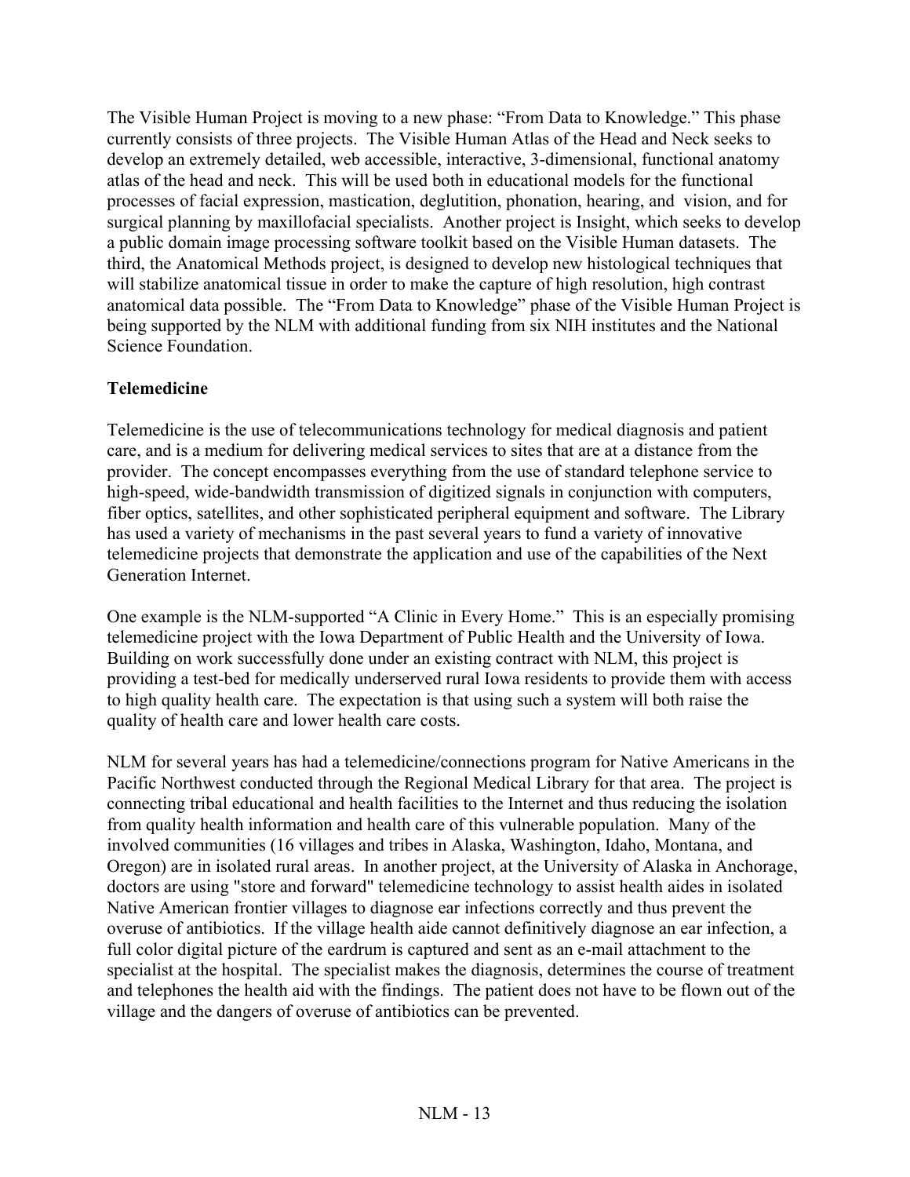The Visible Human Project is moving to a new phase: "From Data to Knowledge." This phase currently consists of three projects. The Visible Human Atlas of the Head and Neck seeks to develop an extremely detailed, web accessible, interactive, 3-dimensional, functional anatomy atlas of the head and neck. This will be used both in educational models for the functional processes of facial expression, mastication, deglutition, phonation, hearing, and vision, and for surgical planning by maxillofacial specialists. Another project is Insight, which seeks to develop a public domain image processing software toolkit based on the Visible Human datasets. The third, the Anatomical Methods project, is designed to develop new histological techniques that will stabilize anatomical tissue in order to make the capture of high resolution, high contrast anatomical data possible. The "From Data to Knowledge" phase of the Visible Human Project is being supported by the NLM with additional funding from six NIH institutes and the National Science Foundation.

**Telemedicine**

Telemedicine is the use of telecommunications technology for medical diagnosis and patient care, and is a medium for delivering medical services to sites that are at a distance from the provider. The concept encompasses everything from the use of standard telephone service to high-speed, wide-bandwidth transmission of digitized signals in conjunction with computers, fiber optics, satellites, and other sophisticated peripheral equipment and software. The Library has used a variety of mechanisms in the past several years to fund a variety of innovative telemedicine projects that demonstrate the application and use of the capabilities of the Next Generation Internet.

One example is the NLM-supported "A Clinic in Every Home." This is an especially promising telemedicine project with the Iowa Department of Public Health and the University of Iowa. Building on work successfully done under an existing contract with NLM, this project is providing a test-bed for medically underserved rural Iowa residents to provide them with access to high quality health care. The expectation is that using such a system will both raise the quality of health care and lower health care costs.

NLM for several years has had a telemedicine/connections program for Native Americans in the Pacific Northwest conducted through the Regional Medical Library for that area. The project is connecting tribal educational and health facilities to the Internet and thus reducing the isolation from quality health information and health care of this vulnerable population. Many of the involved communities (16 villages and tribes in Alaska, Washington, Idaho, Montana, and Oregon) are in isolated rural areas. In another project, at the University of Alaska in Anchorage, doctors are using "store and forward" telemedicine technology to assist health aides in isolated Native American frontier villages to diagnose ear infections correctly and thus prevent the overuse of antibiotics. If the village health aide cannot definitively diagnose an ear infection, a full color digital picture of the eardrum is captured and sent as an e-mail attachment to the specialist at the hospital. The specialist makes the diagnosis, determines the course of treatment and telephones the health aid with the findings. The patient does not have to be flown out of the village and the dangers of overuse of antibiotics can be prevented.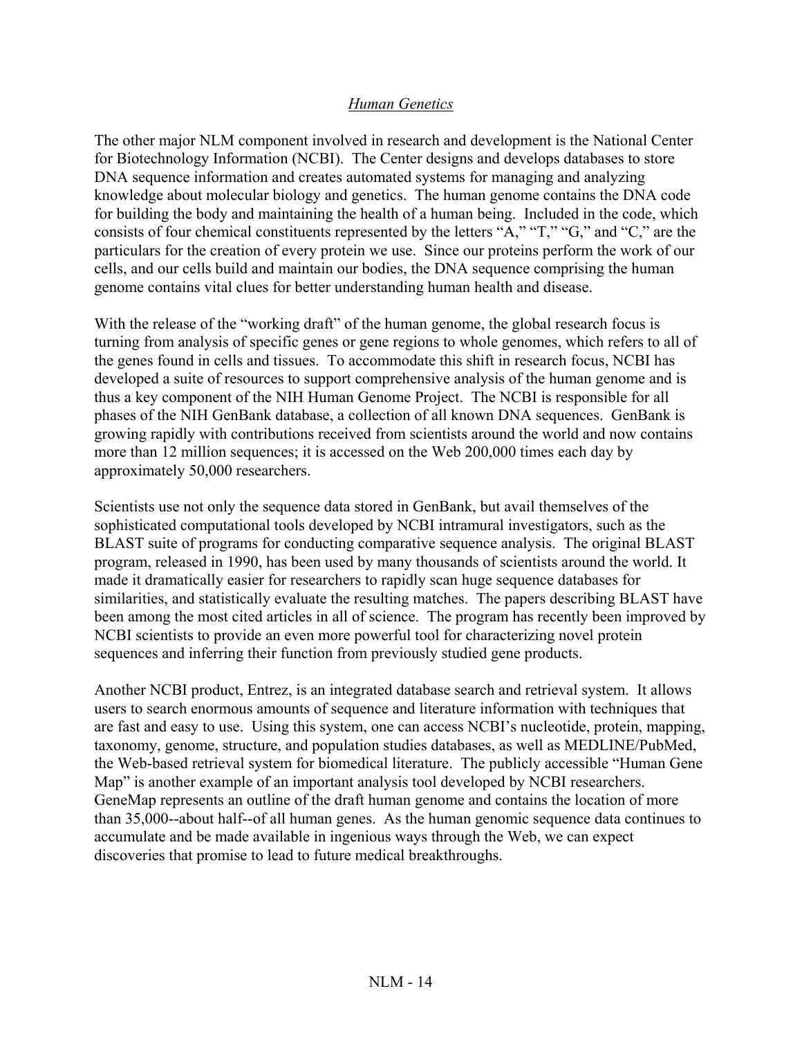## *Human Genetics*

The other major NLM component involved in research and development is the National Center for Biotechnology Information (NCBI). The Center designs and develops databases to store DNA sequence information and creates automated systems for managing and analyzing knowledge about molecular biology and genetics. The human genome contains the DNA code for building the body and maintaining the health of a human being. Included in the code, which consists of four chemical constituents represented by the letters "A," "T," "G," and "C," are the particulars for the creation of every protein we use. Since our proteins perform the work of our cells, and our cells build and maintain our bodies, the DNA sequence comprising the human genome contains vital clues for better understanding human health and disease.

With the release of the "working draft" of the human genome, the global research focus is turning from analysis of specific genes or gene regions to whole genomes, which refers to all of the genes found in cells and tissues. To accommodate this shift in research focus, NCBI has developed a suite of resources to support comprehensive analysis of the human genome and is thus a key component of the NIH Human Genome Project. The NCBI is responsible for all phases of the NIH GenBank database, a collection of all known DNA sequences. GenBank is growing rapidly with contributions received from scientists around the world and now contains more than 12 million sequences; it is accessed on the Web 200,000 times each day by approximately 50,000 researchers.

Scientists use not only the sequence data stored in GenBank, but avail themselves of the sophisticated computational tools developed by NCBI intramural investigators, such as the BLAST suite of programs for conducting comparative sequence analysis. The original BLAST program, released in 1990, has been used by many thousands of scientists around the world. It made it dramatically easier for researchers to rapidly scan huge sequence databases for similarities, and statistically evaluate the resulting matches. The papers describing BLAST have been among the most cited articles in all of science. The program has recently been improved by NCBI scientists to provide an even more powerful tool for characterizing novel protein sequences and inferring their function from previously studied gene products.

Another NCBI product, Entrez, is an integrated database search and retrieval system. It allows users to search enormous amounts of sequence and literature information with techniques that are fast and easy to use. Using this system, one can access NCBI's nucleotide, protein, mapping, taxonomy, genome, structure, and population studies databases, as well as MEDLINE/PubMed, the Web-based retrieval system for biomedical literature. The publicly accessible "Human Gene Map" is another example of an important analysis tool developed by NCBI researchers. GeneMap represents an outline of the draft human genome and contains the location of more than 35,000--about half--of all human genes. As the human genomic sequence data continues to accumulate and be made available in ingenious ways through the Web, we can expect discoveries that promise to lead to future medical breakthroughs.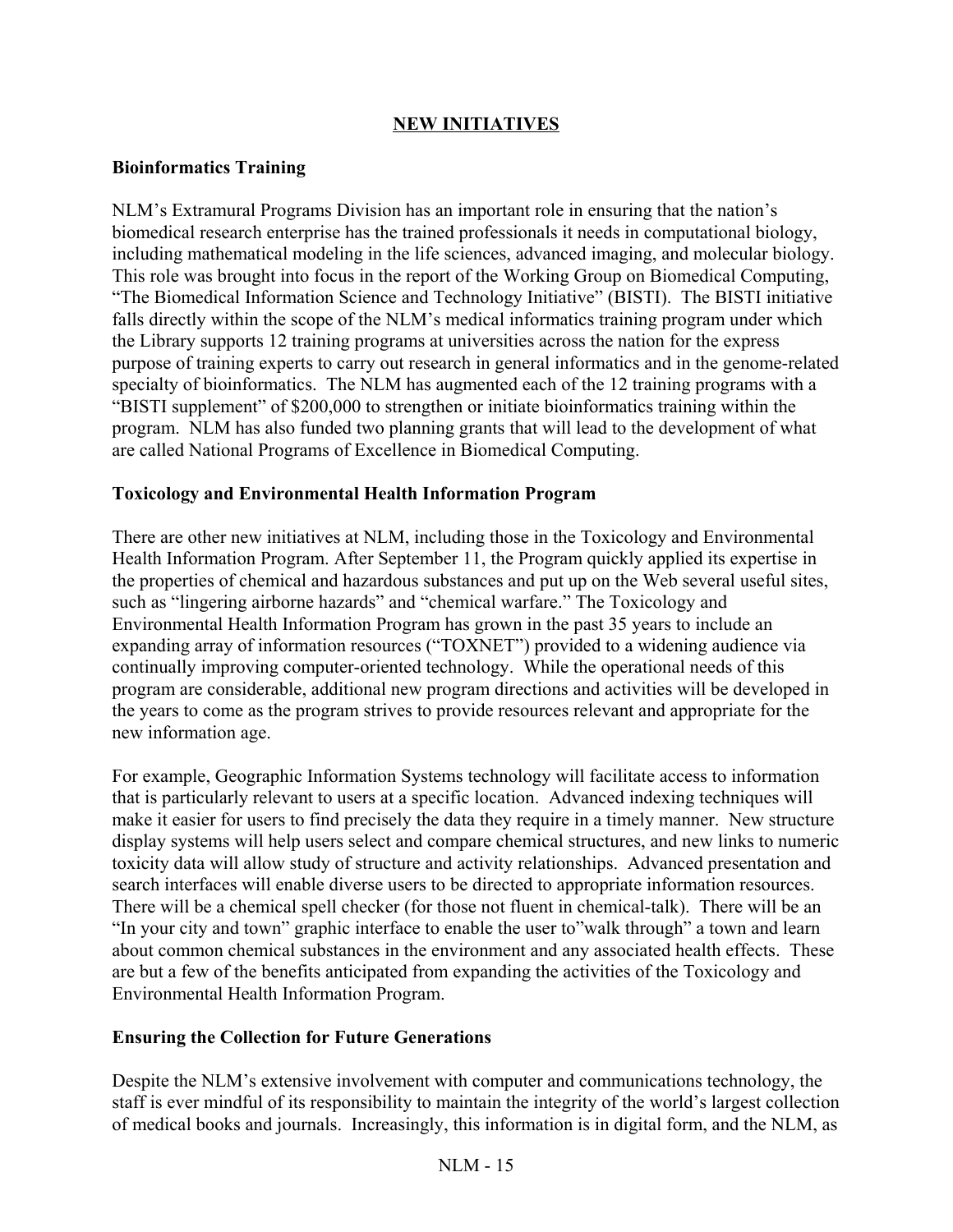## NEW INITIATIVES

### Bioinformatics Training

NLM's Extramural Programs Division has an important role in ensuring that the nation's biomedical research enterprise has the trained professionals it needs in computational biology, including mathematical modeling in the life sciences, advanced imaging, and molecular biology. This role was brought into focus in the report of the Working Group on Biomedical Computing, "The Biomedical Information Science and Technology Initiative" (BISTI). The BISTI initiative falls directly within the scope of the NLM's medical informatics training program under which the Library supports 12 training programs at universities across the nation for the express purpose of training experts to carry out research in general informatics and in the genome-related specialty of bioinformatics. The NLM has augmented each of the 12 training programs with a "BISTI supplement" of $200,000 to strengthen or initiate bioinformatics training within the program. NLM has also funded two planning grants that will lead to the development of what are called National Programs of Excellence in Biomedical Computing.

### Toxicology and Environmental Health Information Program

There are other new initiatives at NLM, including those in the Toxicology and Environmental Health Information Program. After September 11, the Program quickly applied its expertise in the properties of chemical and hazardous substances and put up on the Web several useful sites, such as "lingering airborne hazards" and "chemical warfare." The Toxicology and Environmental Health Information Program has grown in the past 35 years to include an expanding array of information resources ("TOXNET") provided to a widening audience via continually improving computer-oriented technology. While the operational needs of this program are considerable, additional new program directions and activities will be developed in the years to come as the program strives to provide resources relevant and appropriate for the new information age.

For example, Geographic Information Systems technology will facilitate access to information that is particularly relevant to users at a specific location. Advanced indexing techniques will make it easier for users to find precisely the data they require in a timely manner. New structure display systems will help users select and compare chemical structures, and new links to numeric toxicity data will allow study of structure and activity relationships. Advanced presentation and search interfaces will enable diverse users to be directed to appropriate information resources. There will be a chemical spell checker (for those not fluent in chemical-talk). There will be an "In your city and town" graphic interface to enable the user to"walk through" a town and learn about common chemical substances in the environment and any associated health effects. These are but a few of the benefits anticipated from expanding the activities of the Toxicology and Environmental Health Information Program.

### Ensuring the Collection for Future Generations

Despite the NLM's extensive involvement with computer and communications technology, the staff is ever mindful of its responsibility to maintain the integrity of the world's largest collection of medical books and journals. Increasingly, this information is in digital form, and the NLM, as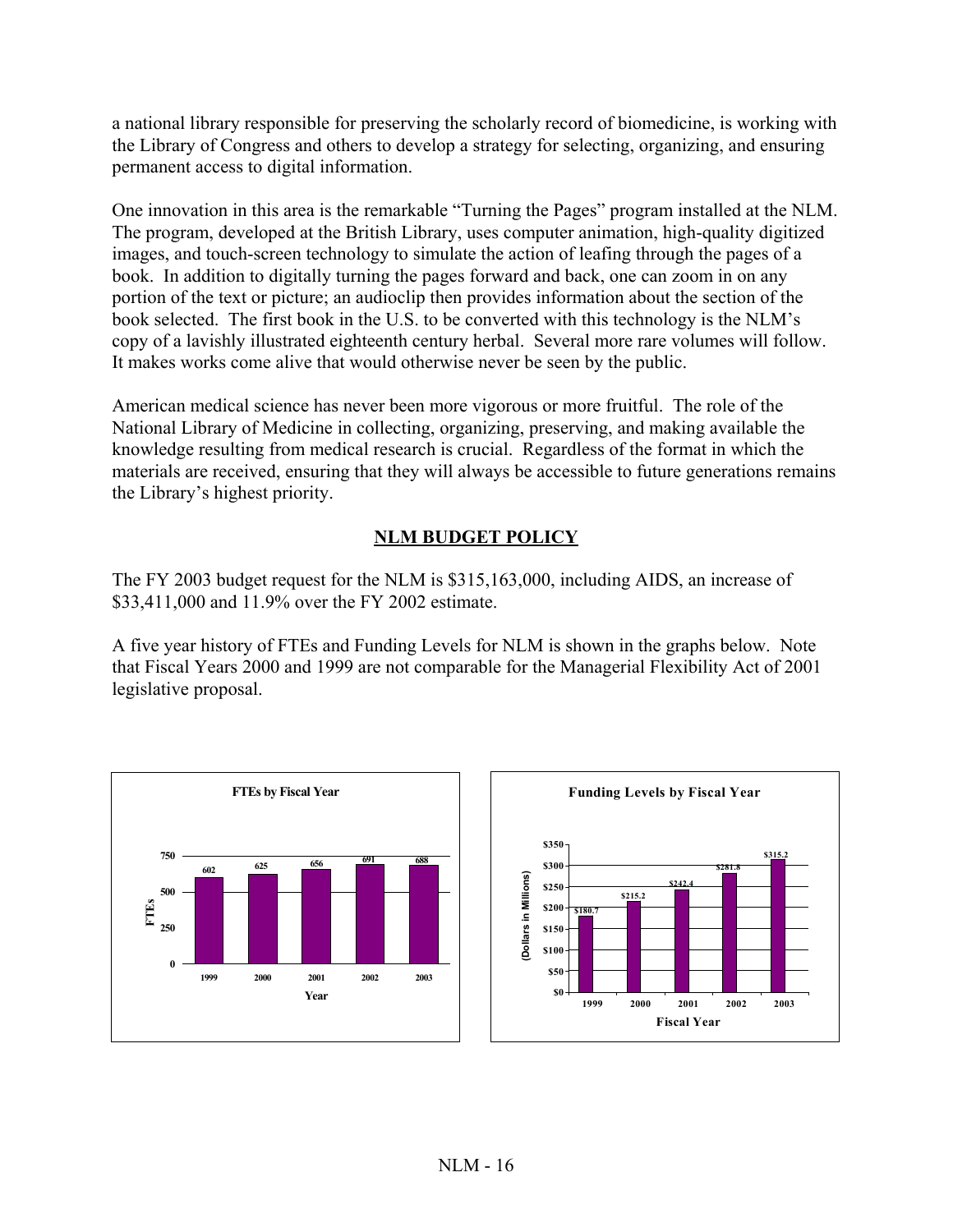a national library responsible for preserving the scholarly record of biomedicine, is working with the Library of Congress and others to develop a strategy for selecting, organizing, and ensuring permanent access to digital information.

One innovation in this area is the remarkable "Turning the Pages" program installed at the NLM. The program, developed at the British Library, uses computer animation, high-quality digitized images, and touch-screen technology to simulate the action of leafing through the pages of a book. In addition to digitally turning the pages forward and back, one can zoom in on any portion of the text or picture; an audioclip then provides information about the section of the book selected. The first book in the U.S. to be converted with this technology is the NLM's copy of a lavishly illustrated eighteenth century herbal. Several more rare volumes will follow. It makes works come alive that would otherwise never be seen by the public.

American medical science has never been more vigorous or more fruitful. The role of the National Library of Medicine in collecting, organizing, preserving, and making available the knowledge resulting from medical research is crucial. Regardless of the format in which the materials are received, ensuring that they will always be accessible to future generations remains the Library's highest priority.

## NLM BUDGET POLICY

The FY 2003 budget request for the NLM is $315,163,000, including AIDS, an increase of $33,411,000 and 11.9% over the FY 2002 estimate.

A five year history of FTEs and Funding Levels for NLM is shown in the graphs below. Note that Fiscal Years 2000 and 1999 are not comparable for the Managerial Flexibility Act of 2001 legislative proposal.

**FTEs by Fiscal Year**

| Year | FTEs |
|---|---|
| 1999 | 602 |
| 2000 | 625 |
| 2001 | 656 |
| 2002 | 691 |
| 2003 | 688 |

**Funding Levels by Fiscal Year**

| Fiscal Year | Dollars in Millions |
|---|---|
| 1999 | $180.7 |
| 2000 | $215.2 |
| 2001 | $242.4 |
| 2002 | $281.8 |
| 2003 | $315.2 |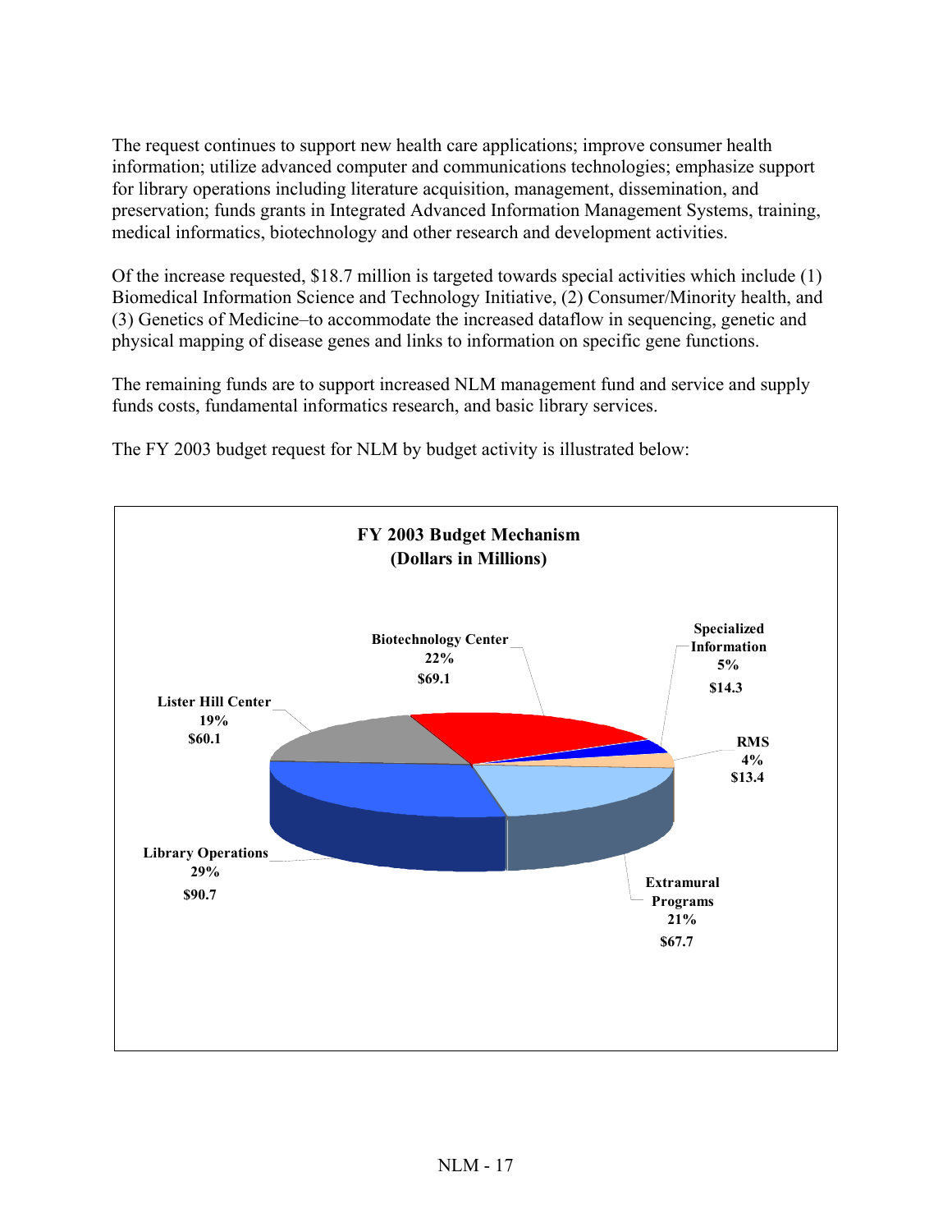The request continues to support new health care applications; improve consumer health information; utilize advanced computer and communications technologies; emphasize support for library operations including literature acquisition, management, dissemination, and preservation; funds grants in Integrated Advanced Information Management Systems, training, medical informatics, biotechnology and other research and development activities.

Of the increase requested, $18.7 million is targeted towards special activities which include (1) Biomedical Information Science and Technology Initiative, (2) Consumer/Minority health, and (3) Genetics of Medicine–to accommodate the increased dataflow in sequencing, genetic and physical mapping of disease genes and links to information on specific gene functions.

The remaining funds are to support increased NLM management fund and service and supply funds costs, fundamental informatics research, and basic library services.

The FY 2003 budget request for NLM by budget activity is illustrated below:

**FY 2003 Budget Mechanism**
**(Dollars in Millions)**

| Budget Activity | Percent | Amount |
|---|---|---|
| Biotechnology Center | 22% | $69.1 |
| Specialized Information | 5% | $14.3 |
| RMS | 4% | $13.4 |
| Extramural Programs | 21% | $67.7 |
| Library Operations | 29% | $90.7 |
| Lister Hill Center | 19% | $60.1 |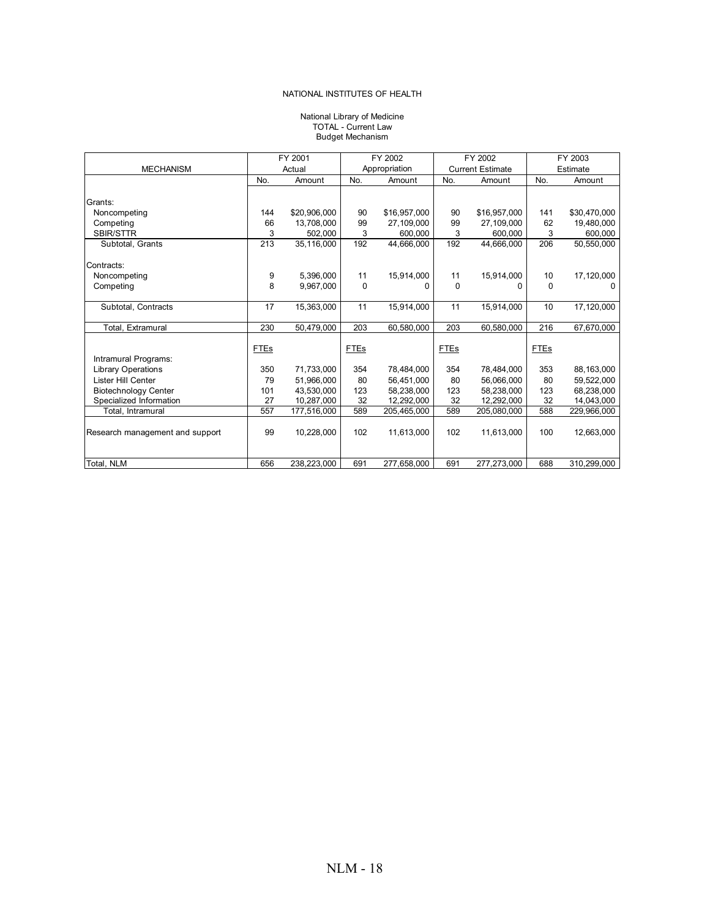NATIONAL INSTITUTES OF HEALTH

National Library of Medicine
TOTAL - Current Law
Budget Mechanism

| MECHANISM | FY 2001 Actual | | FY 2002 Appropriation | | FY 2002 Current Estimate | | FY 2003 Estimate | |
|---|---|---|---|---|---|---|---|---|
| | No. | Amount | No. | Amount | No. | Amount | No. | Amount |
| Grants: | | | | | | | | |
| Noncompeting | 144 | $20,906,000 | 90 | $16,957,000 | 90 | $16,957,000 | 141 | $30,470,000 |
| Competing | 66 | 13,708,000 | 99 | 27,109,000 | 99 | 27,109,000 | 62 | 19,480,000 |
| SBIR/STTR | 3 | 502,000 | 3 | 600,000 | 3 | 600,000 | 3 | 600,000 |
| Subtotal, Grants | 213 | 35,116,000 | 192 | 44,666,000 | 192 | 44,666,000 | 206 | 50,550,000 |
| Contracts: | | | | | | | | |
| Noncompeting | 9 | 5,396,000 | 11 | 15,914,000 | 11 | 15,914,000 | 10 | 17,120,000 |
| Competing | 8 | 9,967,000 | 0 | 0 | 0 | 0 | 0 | 0 |
| Subtotal, Contracts | 17 | 15,363,000 | 11 | 15,914,000 | 11 | 15,914,000 | 10 | 17,120,000 |
| Total, Extramural | 230 | 50,479,000 | 203 | 60,580,000 | 203 | 60,580,000 | 216 | 67,670,000 |
| | FTEs | | FTEs | | FTEs | | FTEs | |
| Intramural Programs: | | | | | | | | |
| Library Operations | 350 | 71,733,000 | 354 | 78,484,000 | 354 | 78,484,000 | 353 | 88,163,000 |
| Lister Hill Center | 79 | 51,966,000 | 80 | 56,451,000 | 80 | 56,066,000 | 80 | 59,522,000 |
| Biotechnology Center | 101 | 43,530,000 | 123 | 58,238,000 | 123 | 58,238,000 | 123 | 68,238,000 |
| Specialized Information | 27 | 10,287,000 | 32 | 12,292,000 | 32 | 12,292,000 | 32 | 14,043,000 |
| Total, Intramural | 557 | 177,516,000 | 589 | 205,465,000 | 589 | 205,080,000 | 588 | 229,966,000 |
| Research management and support | 99 | 10,228,000 | 102 | 11,613,000 | 102 | 11,613,000 | 100 | 12,663,000 |
| Total, NLM | 656 | 238,223,000 | 691 | 277,658,000 | 691 | 277,273,000 | 688 | 310,299,000 |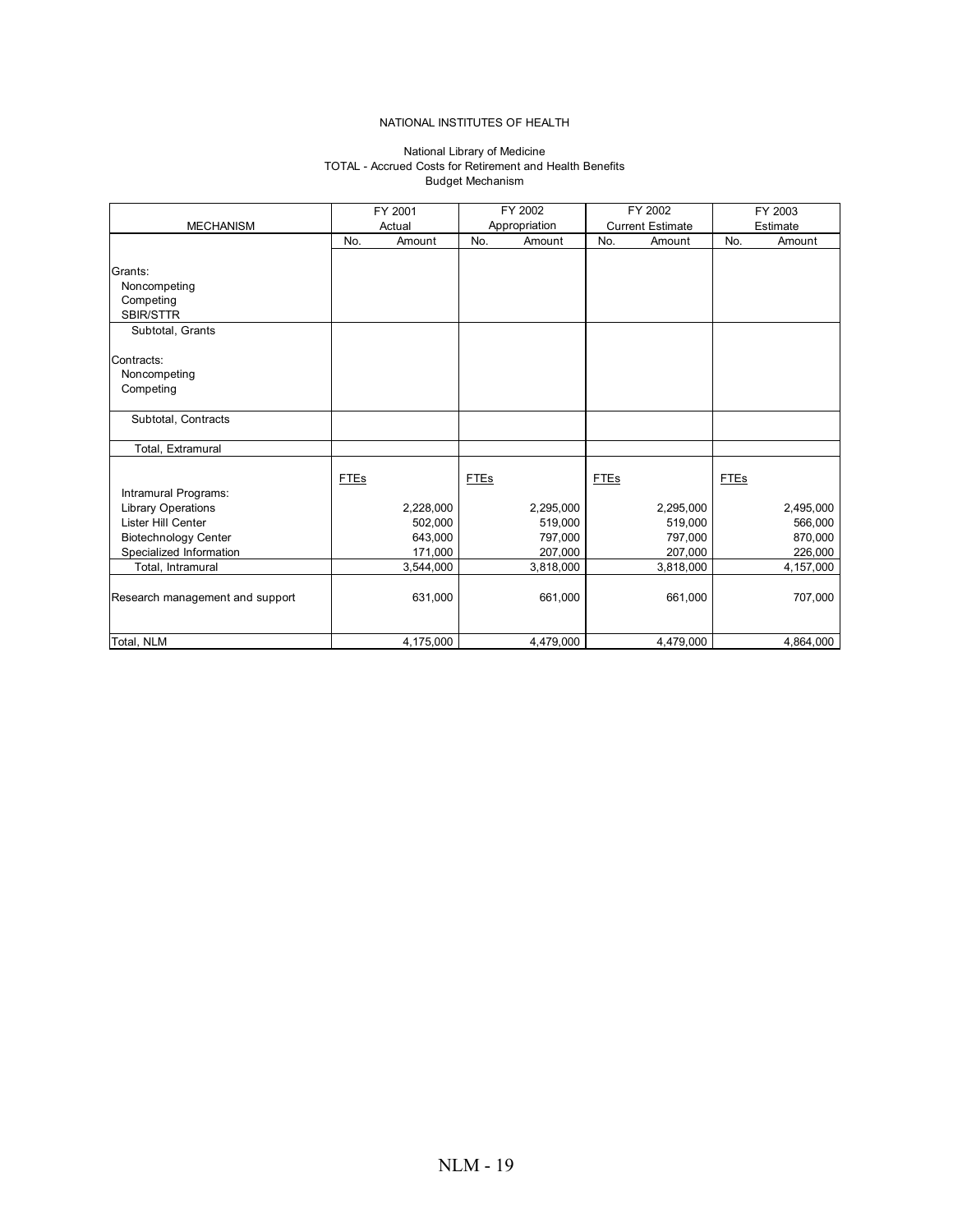NATIONAL INSTITUTES OF HEALTH

National Library of Medicine
TOTAL - Accrued Costs for Retirement and Health Benefits
Budget Mechanism

| MECHANISM | FY 2001 Actual | | FY 2002 Appropriation | | FY 2002 Current Estimate | | FY 2003 Estimate | |
|---|---|---|---|---|---|---|---|---|
| | No. | Amount | No. | Amount | No. | Amount | No. | Amount |
| Grants: | | | | | | | | |
| Noncompeting | | | | | | | | |
| Competing | | | | | | | | |
| SBIR/STTR | | | | | | | | |
| Subtotal, Grants | | | | | | | | |
| Contracts: | | | | | | | | |
| Noncompeting | | | | | | | | |
| Competing | | | | | | | | |
| Subtotal, Contracts | | | | | | | | |
| Total, Extramural | | | | | | | | |
| | FTEs | | FTEs | | FTEs | | FTEs | |
| Intramural Programs: | | | | | | | | |
| Library Operations | | 2,228,000 | | 2,295,000 | | 2,295,000 | | 2,495,000 |
| Lister Hill Center | | 502,000 | | 519,000 | | 519,000 | | 566,000 |
| Biotechnology Center | | 643,000 | | 797,000 | | 797,000 | | 870,000 |
| Specialized Information | | 171,000 | | 207,000 | | 207,000 | | 226,000 |
| Total, Intramural | | 3,544,000 | | 3,818,000 | | 3,818,000 | | 4,157,000 |
| Research management and support | | 631,000 | | 661,000 | | 661,000 | | 707,000 |
| Total, NLM | | 4,175,000 | | 4,479,000 | | 4,479,000 | | 4,864,000 |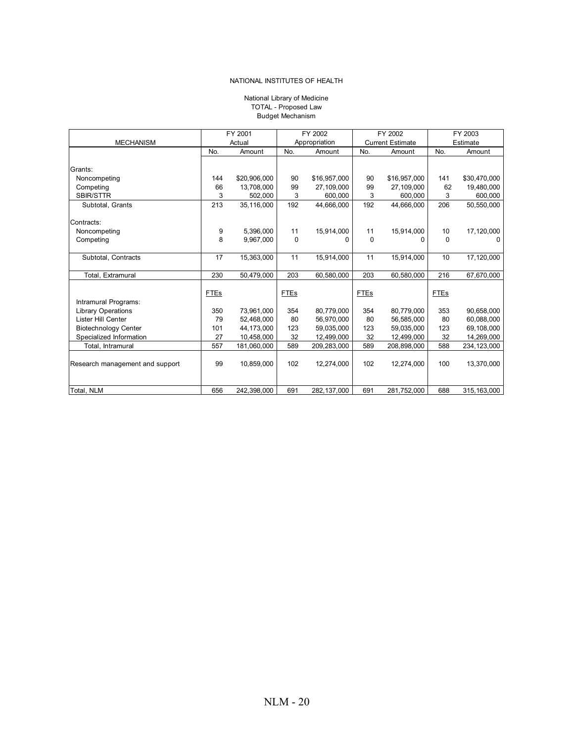NATIONAL INSTITUTES OF HEALTH

National Library of Medicine
TOTAL - Proposed Law
Budget Mechanism

| MECHANISM | FY 2001 Actual | | FY 2002 Appropriation | | FY 2002 Current Estimate | | FY 2003 Estimate | |
|---|---|---|---|---|---|---|---|---|
| | No. | Amount | No. | Amount | No. | Amount | No. | Amount |
| Grants: | | | | | | | | |
| Noncompeting | 144 | $20,906,000 | 90 | $16,957,000 | 90 | $16,957,000 | 141 | $30,470,000 |
| Competing | 66 | 13,708,000 | 99 | 27,109,000 | 99 | 27,109,000 | 62 | 19,480,000 |
| SBIR/STTR | 3 | 502,000 | 3 | 600,000 | 3 | 600,000 | 3 | 600,000 |
| Subtotal, Grants | 213 | 35,116,000 | 192 | 44,666,000 | 192 | 44,666,000 | 206 | 50,550,000 |
| Contracts: | | | | | | | | |
| Noncompeting | 9 | 5,396,000 | 11 | 15,914,000 | 11 | 15,914,000 | 10 | 17,120,000 |
| Competing | 8 | 9,967,000 | 0 | 0 | 0 | 0 | 0 | 0 |
| Subtotal, Contracts | 17 | 15,363,000 | 11 | 15,914,000 | 11 | 15,914,000 | 10 | 17,120,000 |
| Total, Extramural | 230 | 50,479,000 | 203 | 60,580,000 | 203 | 60,580,000 | 216 | 67,670,000 |
| | FTEs | | FTEs | | FTEs | | FTEs | |
| Intramural Programs: | | | | | | | | |
| Library Operations | 350 | 73,961,000 | 354 | 80,779,000 | 354 | 80,779,000 | 353 | 90,658,000 |
| Lister Hill Center | 79 | 52,468,000 | 80 | 56,970,000 | 80 | 56,585,000 | 80 | 60,088,000 |
| Biotechnology Center | 101 | 44,173,000 | 123 | 59,035,000 | 123 | 59,035,000 | 123 | 69,108,000 |
| Specialized Information | 27 | 10,458,000 | 32 | 12,499,000 | 32 | 12,499,000 | 32 | 14,269,000 |
| Total, Intramural | 557 | 181,060,000 | 589 | 209,283,000 | 589 | 208,898,000 | 588 | 234,123,000 |
| Research management and support | 99 | 10,859,000 | 102 | 12,274,000 | 102 | 12,274,000 | 100 | 13,370,000 |
| Total, NLM | 656 | 242,398,000 | 691 | 282,137,000 | 691 | 281,752,000 | 688 | 315,163,000 |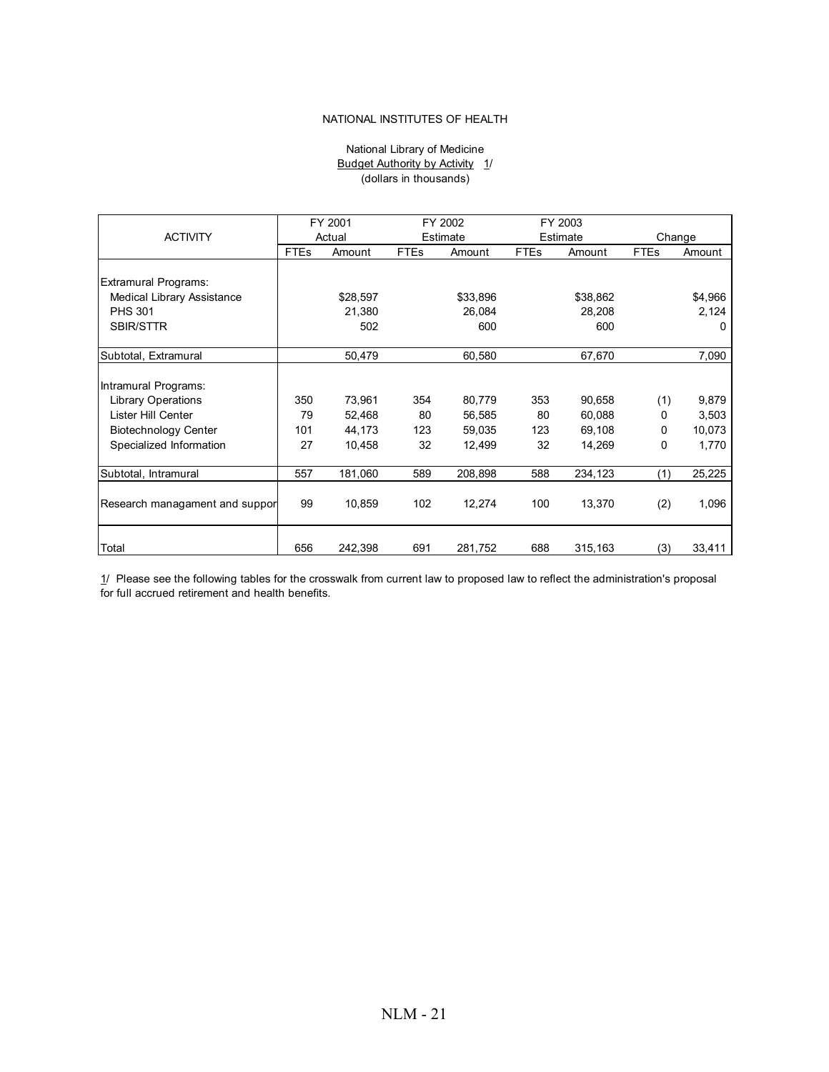NATIONAL INSTITUTES OF HEALTH

National Library of Medicine
Budget Authority by Activity 1/
(dollars in thousands)

| ACTIVITY | FY 2001 Actual | | FY 2002 Estimate | | FY 2003 Estimate | | Change | |
|---|---|---|---|---|---|---|---|---|
| | FTEs | Amount | FTEs | Amount | FTEs | Amount | FTEs | Amount |
| Extramural Programs: | | | | | | | | |
| Medical Library Assistance | | $28,597 | | $33,896 | | $38,862 | | $4,966 |
| PHS 301 | | 21,380 | | 26,084 | | 28,208 | | 2,124 |
| SBIR/STTR | | 502 | | 600 | | 600 | | 0 |
| Subtotal, Extramural | | 50,479 | | 60,580 | | 67,670 | | 7,090 |
| Intramural Programs: | | | | | | | | |
| Library Operations | 350 | 73,961 | 354 | 80,779 | 353 | 90,658 | (1) | 9,879 |
| Lister Hill Center | 79 | 52,468 | 80 | 56,585 | 80 | 60,088 | 0 | 3,503 |
| Biotechnology Center | 101 | 44,173 | 123 | 59,035 | 123 | 69,108 | 0 | 10,073 |
| Specialized Information | 27 | 10,458 | 32 | 12,499 | 32 | 14,269 | 0 | 1,770 |
| Subtotal, Intramural | 557 | 181,060 | 589 | 208,898 | 588 | 234,123 | (1) | 25,225 |
| Research managament and suppor | 99 | 10,859 | 102 | 12,274 | 100 | 13,370 | (2) | 1,096 |
| Total | 656 | 242,398 | 691 | 281,752 | 688 | 315,163 | (3) | 33,411 |

1/ Please see the following tables for the crosswalk from current law to proposed law to reflect the administration's proposal for full accrued retirement and health benefits.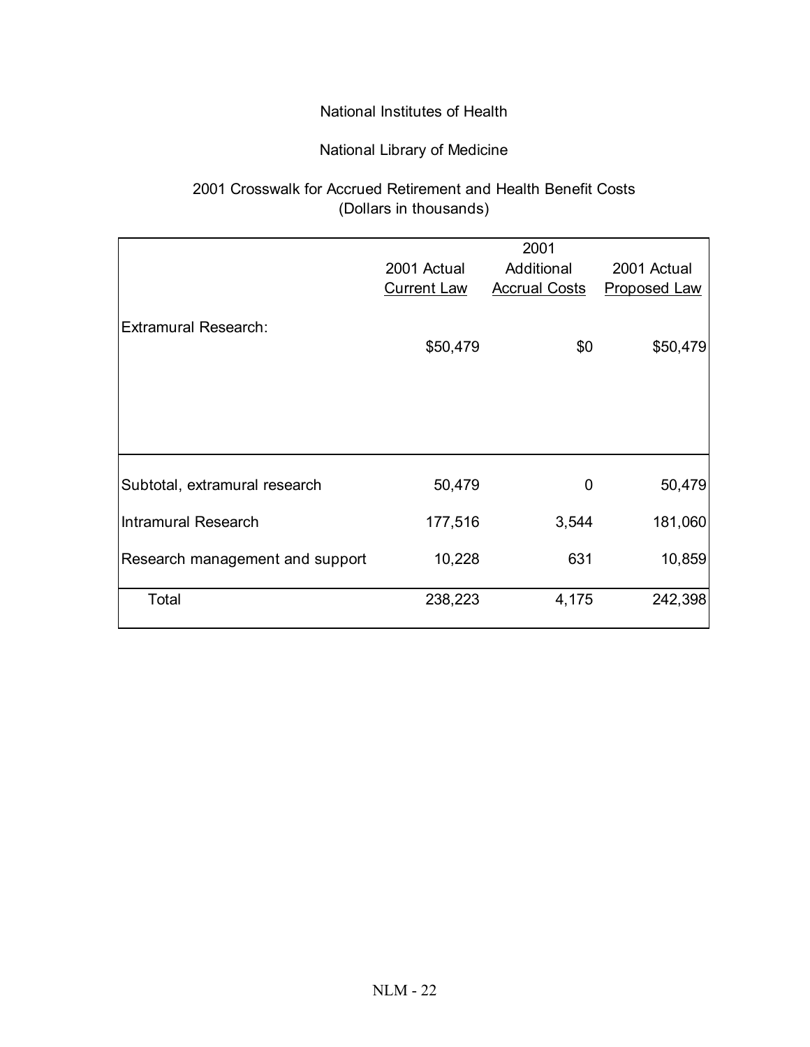National Institutes of Health

National Library of Medicine

2001 Crosswalk for Accrued Retirement and Health Benefit Costs
(Dollars in thousands)

| | 2001 Actual Current Law | 2001 Additional Accrual Costs | 2001 Actual Proposed Law |
|---|---|---|---|
| Extramural Research: | $50,479 | $0 | $50,479 |
| Subtotal, extramural research | 50,479 | 0 | 50,479 |
| Intramural Research | 177,516 | 3,544 | 181,060 |
| Research management and support | 10,228 | 631 | 10,859 |
| Total | 238,223 | 4,175 | 242,398 |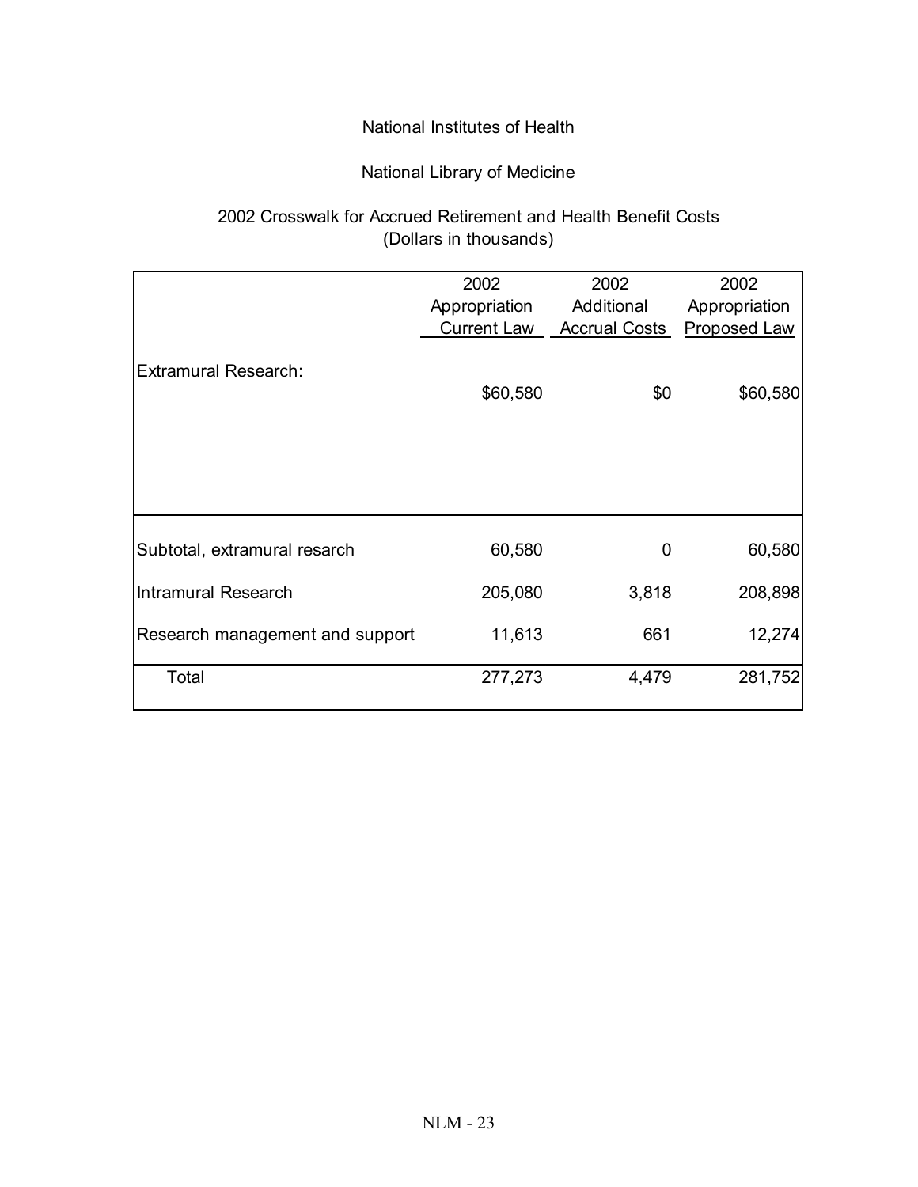National Institutes of Health

National Library of Medicine

2002 Crosswalk for Accrued Retirement and Health Benefit Costs
(Dollars in thousands)

| | 2002 Appropriation Current Law | 2002 Additional Accrual Costs | 2002 Appropriation Proposed Law |
|---|---|---|---|
| Extramural Research: | $60,580 | $0 | $60,580 |
| Subtotal, extramural resarch | 60,580 | 0 | 60,580 |
| Intramural Research | 205,080 | 3,818 | 208,898 |
| Research management and support | 11,613 | 661 | 12,274 |
| Total | 277,273 | 4,479 | 281,752 |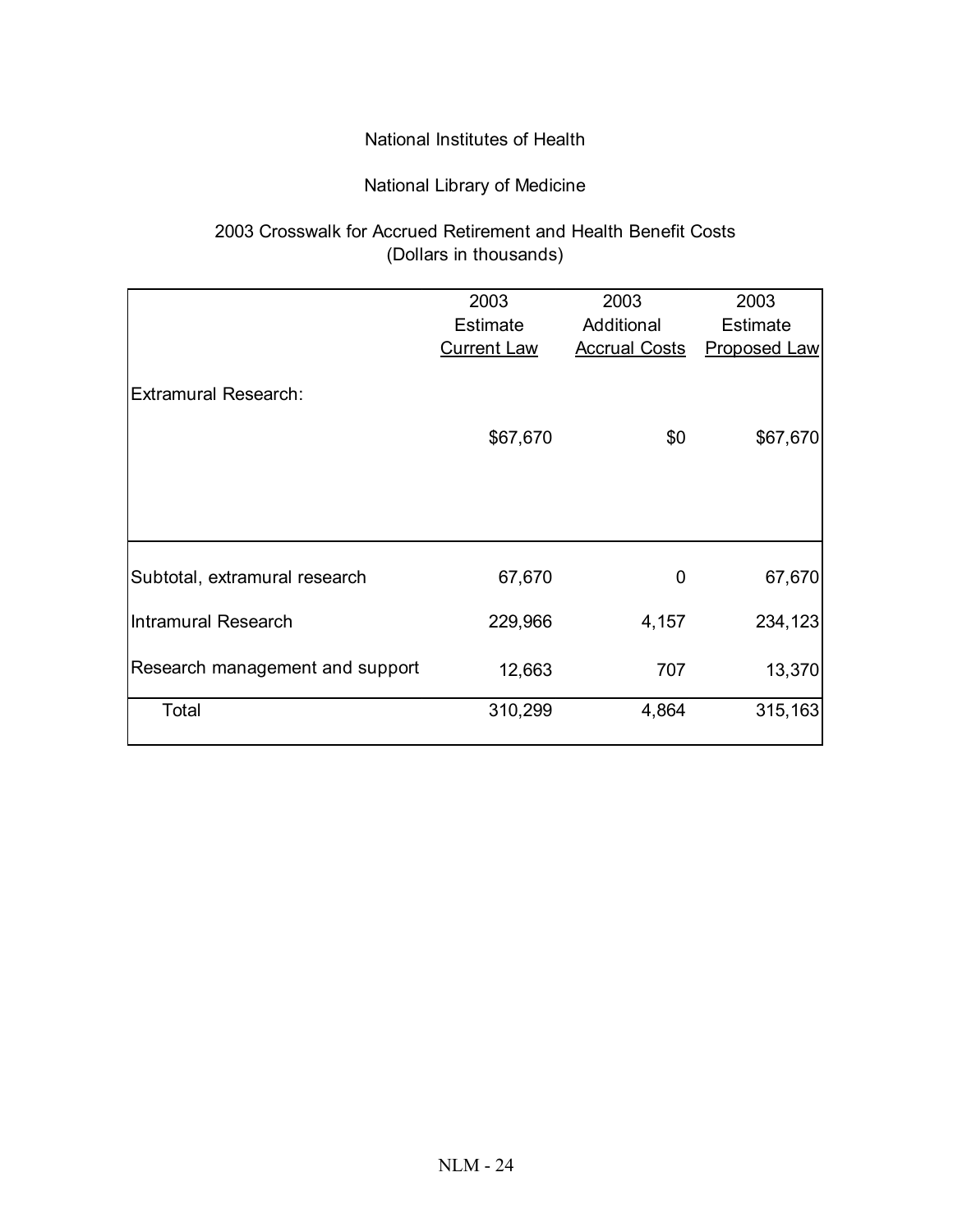National Institutes of Health

National Library of Medicine

2003 Crosswalk for Accrued Retirement and Health Benefit Costs
(Dollars in thousands)

| | 2003 Estimate Current Law | 2003 Additional Accrual Costs | 2003 Estimate Proposed Law |
|---|---|---|---|
| Extramural Research: | | | |
| | $67,670 | $0 | $67,670 |
| Subtotal, extramural research | 67,670 | 0 | 67,670 |
| Intramural Research | 229,966 | 4,157 | 234,123 |
| Research management and support | 12,663 | 707 | 13,370 |
| Total | 310,299 | 4,864 | 315,163 |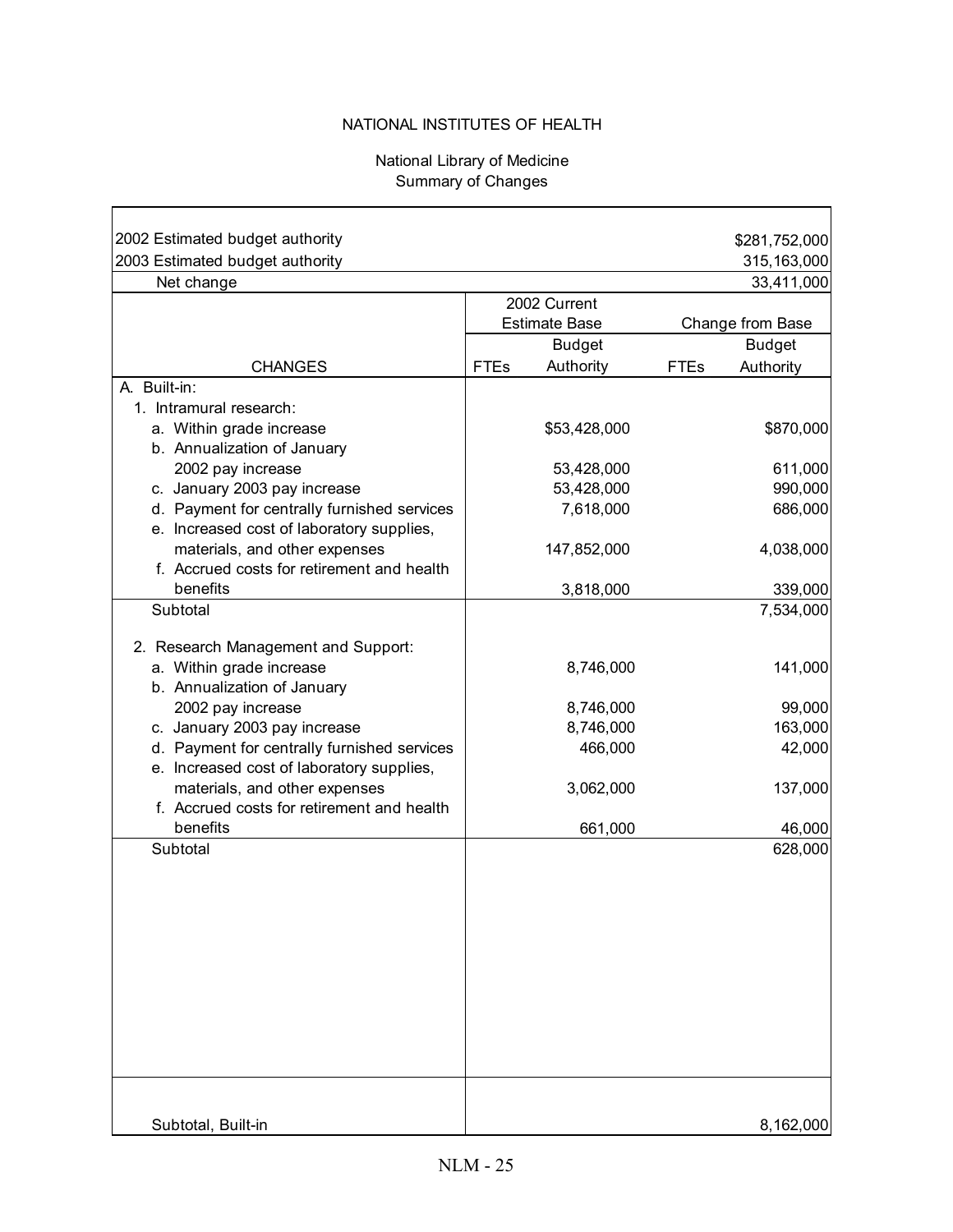NATIONAL INSTITUTES OF HEALTH

National Library of Medicine
Summary of Changes

| | | | | |
|---|---|---|---|---|
| 2002 Estimated budget authority | | | | $281,752,000 |
| 2003 Estimated budget authority | | | | 315,163,000 |
| Net change | | | | 33,411,000 |
| | 2002 Current Estimate Base | | Change from Base | |
| CHANGES | FTEs | Budget Authority | FTEs | Budget Authority |
| A. Built-in: | | | | |
| 1. Intramural research: | | | | |
| a. Within grade increase | | $53,428,000 | | $870,000 |
| b. Annualization of January 2002 pay increase | | 53,428,000 | | 611,000 |
| c. January 2003 pay increase | | 53,428,000 | | 990,000 |
| d. Payment for centrally furnished services | | 7,618,000 | | 686,000 |
| e. Increased cost of laboratory supplies, materials, and other expenses | | 147,852,000 | | 4,038,000 |
| f. Accrued costs for retirement and health benefits | | 3,818,000 | | 339,000 |
| Subtotal | | | | 7,534,000 |
| 2. Research Management and Support: | | | | |
| a. Within grade increase | | 8,746,000 | | 141,000 |
| b. Annualization of January 2002 pay increase | | 8,746,000 | | 99,000 |
| c. January 2003 pay increase | | 8,746,000 | | 163,000 |
| d. Payment for centrally furnished services | | 466,000 | | 42,000 |
| e. Increased cost of laboratory supplies, materials, and other expenses | | 3,062,000 | | 137,000 |
| f. Accrued costs for retirement and health benefits | | 661,000 | | 46,000 |
| Subtotal | | | | 628,000 |
| Subtotal, Built-in | | | | 8,162,000 |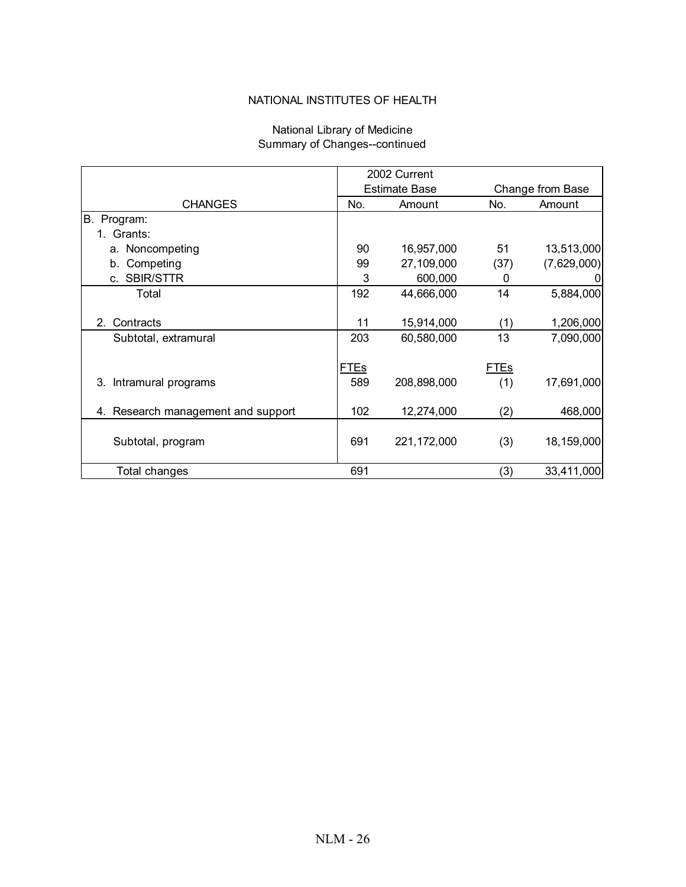NATIONAL INSTITUTES OF HEALTH

National Library of Medicine
Summary of Changes--continued

| CHANGES | 2002 Current Estimate Base | | Change from Base | |
|---|---|---|---|---|
| | No. | Amount | No. | Amount |
| B. Program: | | | | |
| 1. Grants: | | | | |
| a. Noncompeting | 90 | 16,957,000 | 51 | 13,513,000 |
| b. Competing | 99 | 27,109,000 | (37) | (7,629,000) |
| c. SBIR/STTR | 3 | 600,000 | 0 | 0 |
| Total | 192 | 44,666,000 | 14 | 5,884,000 |
| 2. Contracts | 11 | 15,914,000 | (1) | 1,206,000 |
| Subtotal, extramural | 203 | 60,580,000 | 13 | 7,090,000 |
| | FTEs | | FTEs | |
| 3. Intramural programs | 589 | 208,898,000 | (1) | 17,691,000 |
| 4. Research management and support | 102 | 12,274,000 | (2) | 468,000 |
| Subtotal, program | 691 | 221,172,000 | (3) | 18,159,000 |
| Total changes | 691 | | (3) | 33,411,000 |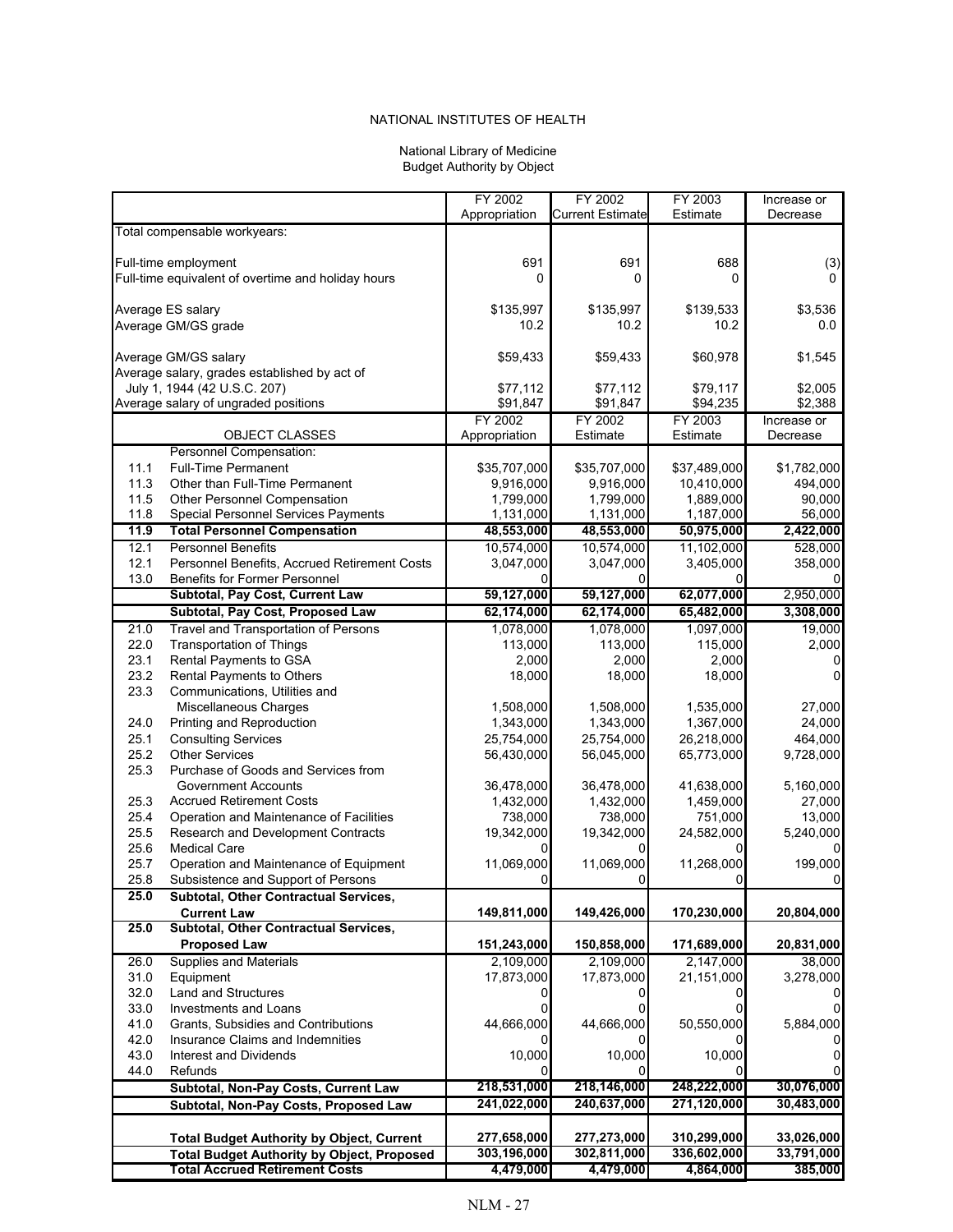NATIONAL INSTITUTES OF HEALTH

National Library of Medicine
Budget Authority by Object

| | | FY 2002 Appropriation | FY 2002 Current Estimate | FY 2003 Estimate | Increase or Decrease |
|---|---|---|---|---|---|
| Total compensable workyears: | | | | | |
| Full-time employment | | 691 | 691 | 688 | (3) |
| Full-time equivalent of overtime and holiday hours | | 0 | 0 | 0 | 0 |
| Average ES salary | | $135,997 | $135,997 | $139,533 | $3,536 |
| Average GM/GS grade | | 10.2 | 10.2 | 10.2 | 0.0 |
| Average GM/GS salary | | $59,433 | $59,433 | $60,978 | $1,545 |
| Average salary, grades established by act of July 1, 1944 (42 U.S.C. 207) | | $77,112 | $77,112 | $79,117 | $2,005 |
| Average salary of ungraded positions | | $91,847 | $91,847 | $94,235 | $2,388 |
| | OBJECT CLASSES | FY 2002 Appropriation | FY 2002 Estimate | FY 2003 Estimate | Increase or Decrease |
| | Personnel Compensation: | | | | |
| 11.1 | Full-Time Permanent | $35,707,000 | $35,707,000 | $37,489,000 | $1,782,000 |
| 11.3 | Other than Full-Time Permanent | 9,916,000 | 9,916,000 | 10,410,000 | 494,000 |
| 11.5 | Other Personnel Compensation | 1,799,000 | 1,799,000 | 1,889,000 | 90,000 |
| 11.8 | Special Personnel Services Payments | 1,131,000 | 1,131,000 | 1,187,000 | 56,000 |
| **11.9** | **Total Personnel Compensation** | **48,553,000** | **48,553,000** | **50,975,000** | **2,422,000** |
| 12.1 | Personnel Benefits | 10,574,000 | 10,574,000 | 11,102,000 | 528,000 |
| 12.1 | Personnel Benefits, Accrued Retirement Costs | 3,047,000 | 3,047,000 | 3,405,000 | 358,000 |
| 13.0 | Benefits for Former Personnel | 0 | 0 | 0 | 0 |
| | **Subtotal, Pay Cost, Current Law** | **59,127,000** | **59,127,000** | **62,077,000** | 2,950,000 |
| | **Subtotal, Pay Cost, Proposed Law** | **62,174,000** | **62,174,000** | **65,482,000** | **3,308,000** |
| 21.0 | Travel and Transportation of Persons | 1,078,000 | 1,078,000 | 1,097,000 | 19,000 |
| 22.0 | Transportation of Things | 113,000 | 113,000 | 115,000 | 2,000 |
| 23.1 | Rental Payments to GSA | 2,000 | 2,000 | 2,000 | 0 |
| 23.2 | Rental Payments to Others | 18,000 | 18,000 | 18,000 | 0 |
| 23.3 | Communications, Utilities and Miscellaneous Charges | 1,508,000 | 1,508,000 | 1,535,000 | 27,000 |
| 24.0 | Printing and Reproduction | 1,343,000 | 1,343,000 | 1,367,000 | 24,000 |
| 25.1 | Consulting Services | 25,754,000 | 25,754,000 | 26,218,000 | 464,000 |
| 25.2 | Other Services | 56,430,000 | 56,045,000 | 65,773,000 | 9,728,000 |
| 25.3 | Purchase of Goods and Services from Government Accounts | 36,478,000 | 36,478,000 | 41,638,000 | 5,160,000 |
| 25.3 | Accrued Retirement Costs | 1,432,000 | 1,432,000 | 1,459,000 | 27,000 |
| 25.4 | Operation and Maintenance of Facilities | 738,000 | 738,000 | 751,000 | 13,000 |
| 25.5 | Research and Development Contracts | 19,342,000 | 19,342,000 | 24,582,000 | 5,240,000 |
| 25.6 | Medical Care | 0 | 0 | 0 | 0 |
| 25.7 | Operation and Maintenance of Equipment | 11,069,000 | 11,069,000 | 11,268,000 | 199,000 |
| 25.8 | Subsistence and Support of Persons | 0 | 0 | 0 | 0 |
| **25.0** | **Subtotal, Other Contractual Services, Current Law** | **149,811,000** | **149,426,000** | **170,230,000** | **20,804,000** |
| **25.0** | **Subtotal, Other Contractual Services, Proposed Law** | **151,243,000** | **150,858,000** | **171,689,000** | **20,831,000** |
| 26.0 | Supplies and Materials | 2,109,000 | 2,109,000 | 2,147,000 | 38,000 |
| 31.0 | Equipment | 17,873,000 | 17,873,000 | 21,151,000 | 3,278,000 |
| 32.0 | Land and Structures | 0 | 0 | 0 | 0 |
| 33.0 | Investments and Loans | 0 | 0 | 0 | 0 |
| 41.0 | Grants, Subsidies and Contributions | 44,666,000 | 44,666,000 | 50,550,000 | 5,884,000 |
| 42.0 | Insurance Claims and Indemnities | 0 | 0 | 0 | 0 |
| 43.0 | Interest and Dividends | 10,000 | 10,000 | 10,000 | 0 |
| 44.0 | Refunds | 0 | 0 | 0 | 0 |
| | **Subtotal, Non-Pay Costs, Current Law** | **218,531,000** | **218,146,000** | **248,222,000** | **30,076,000** |
| | **Subtotal, Non-Pay Costs, Proposed Law** | **241,022,000** | **240,637,000** | **271,120,000** | **30,483,000** |
| | **Total Budget Authority by Object, Current** | **277,658,000** | **277,273,000** | **310,299,000** | **33,026,000** |
| | **Total Budget Authority by Object, Proposed** | **303,196,000** | **302,811,000** | **336,602,000** | **33,791,000** |
| | **Total Accrued Retirement Costs** | **4,479,000** | **4,479,000** | **4,864,000** | **385,000** |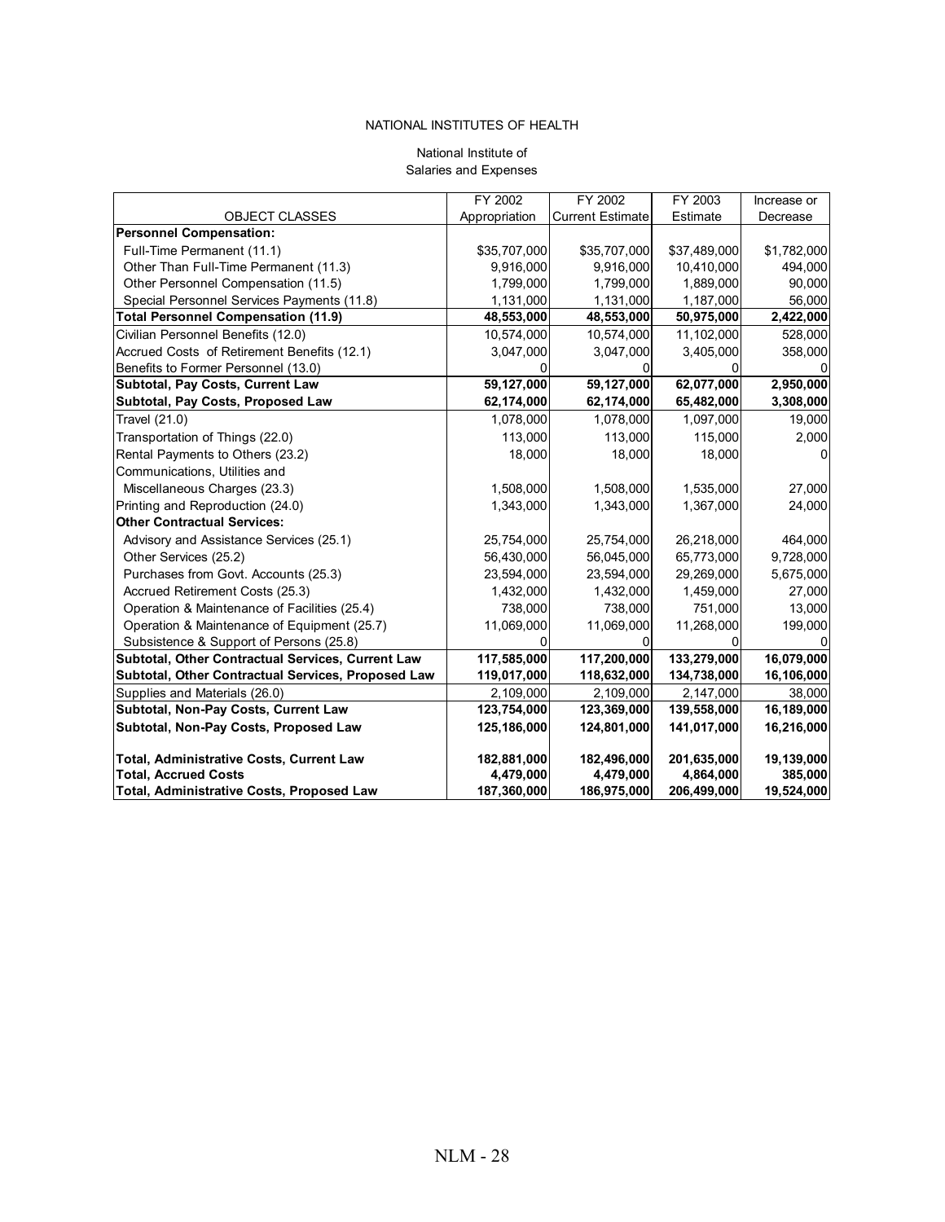NATIONAL INSTITUTES OF HEALTH

National Institute of
Salaries and Expenses

| OBJECT CLASSES | FY 2002 Appropriation | FY 2002 Current Estimate | FY 2003 Estimate | Increase or Decrease |
|---|---|---|---|---|
| **Personnel Compensation:** | | | | |
| Full-Time Permanent (11.1) | $35,707,000 | $35,707,000 | $37,489,000 | $1,782,000 |
| Other Than Full-Time Permanent (11.3) | 9,916,000 | 9,916,000 | 10,410,000 | 494,000 |
| Other Personnel Compensation (11.5) | 1,799,000 | 1,799,000 | 1,889,000 | 90,000 |
| Special Personnel Services Payments (11.8) | 1,131,000 | 1,131,000 | 1,187,000 | 56,000 |
| **Total Personnel Compensation (11.9)** | **48,553,000** | **48,553,000** | **50,975,000** | **2,422,000** |
| Civilian Personnel Benefits (12.0) | 10,574,000 | 10,574,000 | 11,102,000 | 528,000 |
| Accrued Costs of Retirement Benefits (12.1) | 3,047,000 | 3,047,000 | 3,405,000 | 358,000 |
| Benefits to Former Personnel (13.0) | 0 | 0 | 0 | 0 |
| **Subtotal, Pay Costs, Current Law** | **59,127,000** | **59,127,000** | **62,077,000** | **2,950,000** |
| **Subtotal, Pay Costs, Proposed Law** | **62,174,000** | **62,174,000** | **65,482,000** | **3,308,000** |
| Travel (21.0) | 1,078,000 | 1,078,000 | 1,097,000 | 19,000 |
| Transportation of Things (22.0) | 113,000 | 113,000 | 115,000 | 2,000 |
| Rental Payments to Others (23.2) | 18,000 | 18,000 | 18,000 | 0 |
| Communications, Utilities and Miscellaneous Charges (23.3) | 1,508,000 | 1,508,000 | 1,535,000 | 27,000 |
| Printing and Reproduction (24.0) | 1,343,000 | 1,343,000 | 1,367,000 | 24,000 |
| **Other Contractual Services:** | | | | |
| Advisory and Assistance Services (25.1) | 25,754,000 | 25,754,000 | 26,218,000 | 464,000 |
| Other Services (25.2) | 56,430,000 | 56,045,000 | 65,773,000 | 9,728,000 |
| Purchases from Govt. Accounts (25.3) | 23,594,000 | 23,594,000 | 29,269,000 | 5,675,000 |
| Accrued Retirement Costs (25.3) | 1,432,000 | 1,432,000 | 1,459,000 | 27,000 |
| Operation & Maintenance of Facilities (25.4) | 738,000 | 738,000 | 751,000 | 13,000 |
| Operation & Maintenance of Equipment (25.7) | 11,069,000 | 11,069,000 | 11,268,000 | 199,000 |
| Subsistence & Support of Persons (25.8) | 0 | 0 | 0 | 0 |
| **Subtotal, Other Contractual Services, Current Law** | **117,585,000** | **117,200,000** | **133,279,000** | **16,079,000** |
| **Subtotal, Other Contractual Services, Proposed Law** | **119,017,000** | **118,632,000** | **134,738,000** | **16,106,000** |
| Supplies and Materials (26.0) | 2,109,000 | 2,109,000 | 2,147,000 | 38,000 |
| **Subtotal, Non-Pay Costs, Current Law** | **123,754,000** | **123,369,000** | **139,558,000** | **16,189,000** |
| **Subtotal, Non-Pay Costs, Proposed Law** | **125,186,000** | **124,801,000** | **141,017,000** | **16,216,000** |
| **Total, Administrative Costs, Current Law** | **182,881,000** | **182,496,000** | **201,635,000** | **19,139,000** |
| **Total, Accrued Costs** | **4,479,000** | **4,479,000** | **4,864,000** | **385,000** |
| **Total, Administrative Costs, Proposed Law** | **187,360,000** | **186,975,000** | **206,499,000** | **19,524,000** |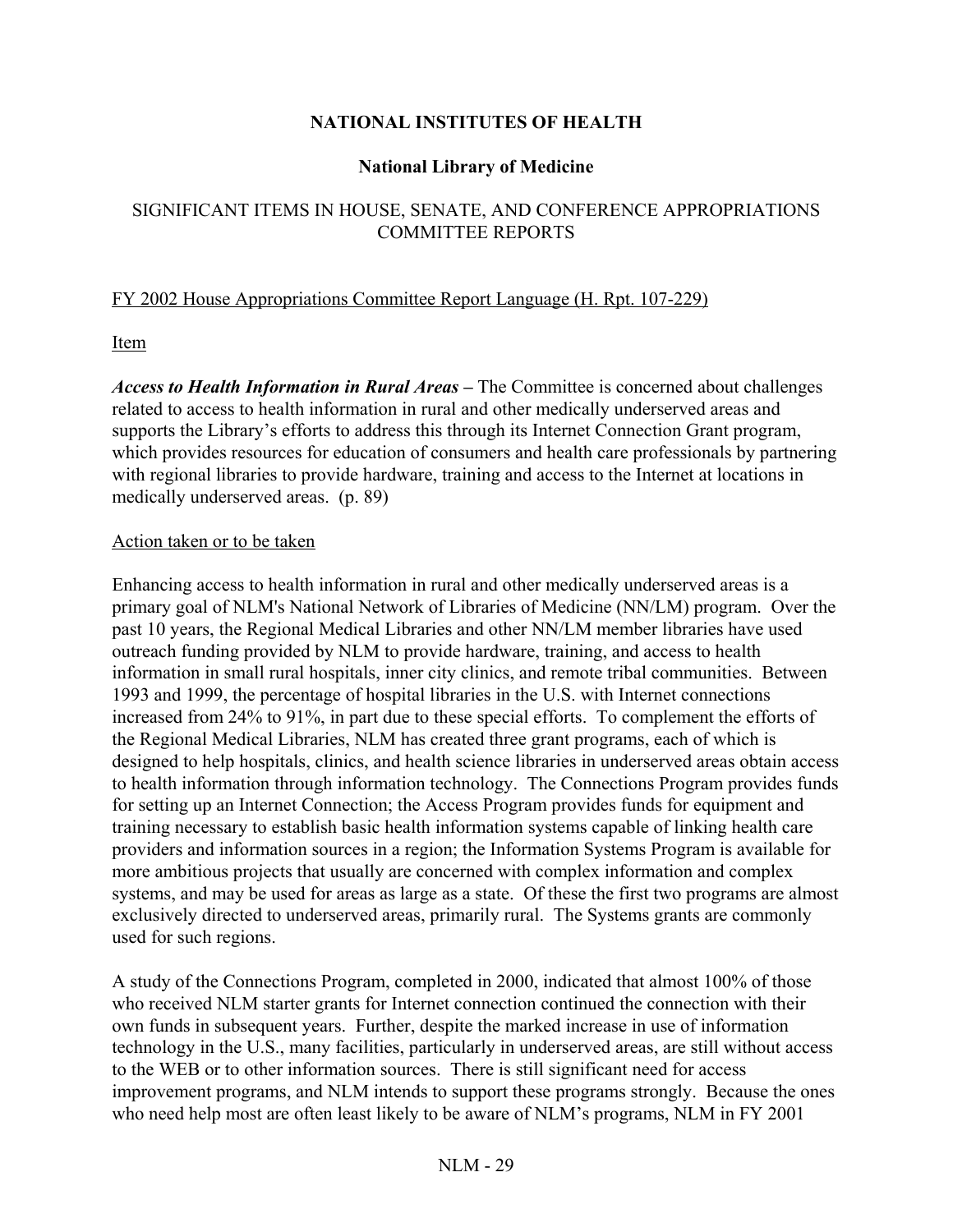**NATIONAL INSTITUTES OF HEALTH**

**National Library of Medicine**

SIGNIFICANT ITEMS IN HOUSE, SENATE, AND CONFERENCE APPROPRIATIONS COMMITTEE REPORTS

FY 2002 House Appropriations Committee Report Language (H. Rpt. 107-229)

Item

***Access to Health Information in Rural Areas*** **–** The Committee is concerned about challenges related to access to health information in rural and other medically underserved areas and supports the Library's efforts to address this through its Internet Connection Grant program, which provides resources for education of consumers and health care professionals by partnering with regional libraries to provide hardware, training and access to the Internet at locations in medically underserved areas. (p. 89)

Action taken or to be taken

Enhancing access to health information in rural and other medically underserved areas is a primary goal of NLM's National Network of Libraries of Medicine (NN/LM) program. Over the past 10 years, the Regional Medical Libraries and other NN/LM member libraries have used outreach funding provided by NLM to provide hardware, training, and access to health information in small rural hospitals, inner city clinics, and remote tribal communities. Between 1993 and 1999, the percentage of hospital libraries in the U.S. with Internet connections increased from 24% to 91%, in part due to these special efforts. To complement the efforts of the Regional Medical Libraries, NLM has created three grant programs, each of which is designed to help hospitals, clinics, and health science libraries in underserved areas obtain access to health information through information technology. The Connections Program provides funds for setting up an Internet Connection; the Access Program provides funds for equipment and training necessary to establish basic health information systems capable of linking health care providers and information sources in a region; the Information Systems Program is available for more ambitious projects that usually are concerned with complex information and complex systems, and may be used for areas as large as a state. Of these the first two programs are almost exclusively directed to underserved areas, primarily rural. The Systems grants are commonly used for such regions.

A study of the Connections Program, completed in 2000, indicated that almost 100% of those who received NLM starter grants for Internet connection continued the connection with their own funds in subsequent years. Further, despite the marked increase in use of information technology in the U.S., many facilities, particularly in underserved areas, are still without access to the WEB or to other information sources. There is still significant need for access improvement programs, and NLM intends to support these programs strongly. Because the ones who need help most are often least likely to be aware of NLM's programs, NLM in FY 2001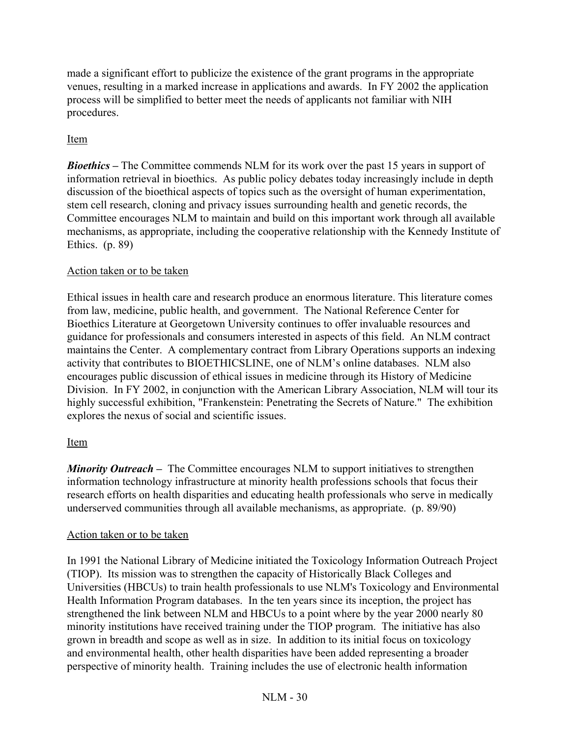made a significant effort to publicize the existence of the grant programs in the appropriate venues, resulting in a marked increase in applications and awards. In FY 2002 the application process will be simplified to better meet the needs of applicants not familiar with NIH procedures.

Item

***Bioethics*** **–** The Committee commends NLM for its work over the past 15 years in support of information retrieval in bioethics. As public policy debates today increasingly include in depth discussion of the bioethical aspects of topics such as the oversight of human experimentation, stem cell research, cloning and privacy issues surrounding health and genetic records, the Committee encourages NLM to maintain and build on this important work through all available mechanisms, as appropriate, including the cooperative relationship with the Kennedy Institute of Ethics. (p. 89)

Action taken or to be taken

Ethical issues in health care and research produce an enormous literature. This literature comes from law, medicine, public health, and government. The National Reference Center for Bioethics Literature at Georgetown University continues to offer invaluable resources and guidance for professionals and consumers interested in aspects of this field. An NLM contract maintains the Center. A complementary contract from Library Operations supports an indexing activity that contributes to BIOETHICSLINE, one of NLM's online databases. NLM also encourages public discussion of ethical issues in medicine through its History of Medicine Division. In FY 2002, in conjunction with the American Library Association, NLM will tour its highly successful exhibition, "Frankenstein: Penetrating the Secrets of Nature." The exhibition explores the nexus of social and scientific issues.

Item

***Minority Outreach*** **–** The Committee encourages NLM to support initiatives to strengthen information technology infrastructure at minority health professions schools that focus their research efforts on health disparities and educating health professionals who serve in medically underserved communities through all available mechanisms, as appropriate. (p. 89/90)

Action taken or to be taken

In 1991 the National Library of Medicine initiated the Toxicology Information Outreach Project (TIOP). Its mission was to strengthen the capacity of Historically Black Colleges and Universities (HBCUs) to train health professionals to use NLM's Toxicology and Environmental Health Information Program databases. In the ten years since its inception, the project has strengthened the link between NLM and HBCUs to a point where by the year 2000 nearly 80 minority institutions have received training under the TIOP program. The initiative has also grown in breadth and scope as well as in size. In addition to its initial focus on toxicology and environmental health, other health disparities have been added representing a broader perspective of minority health. Training includes the use of electronic health information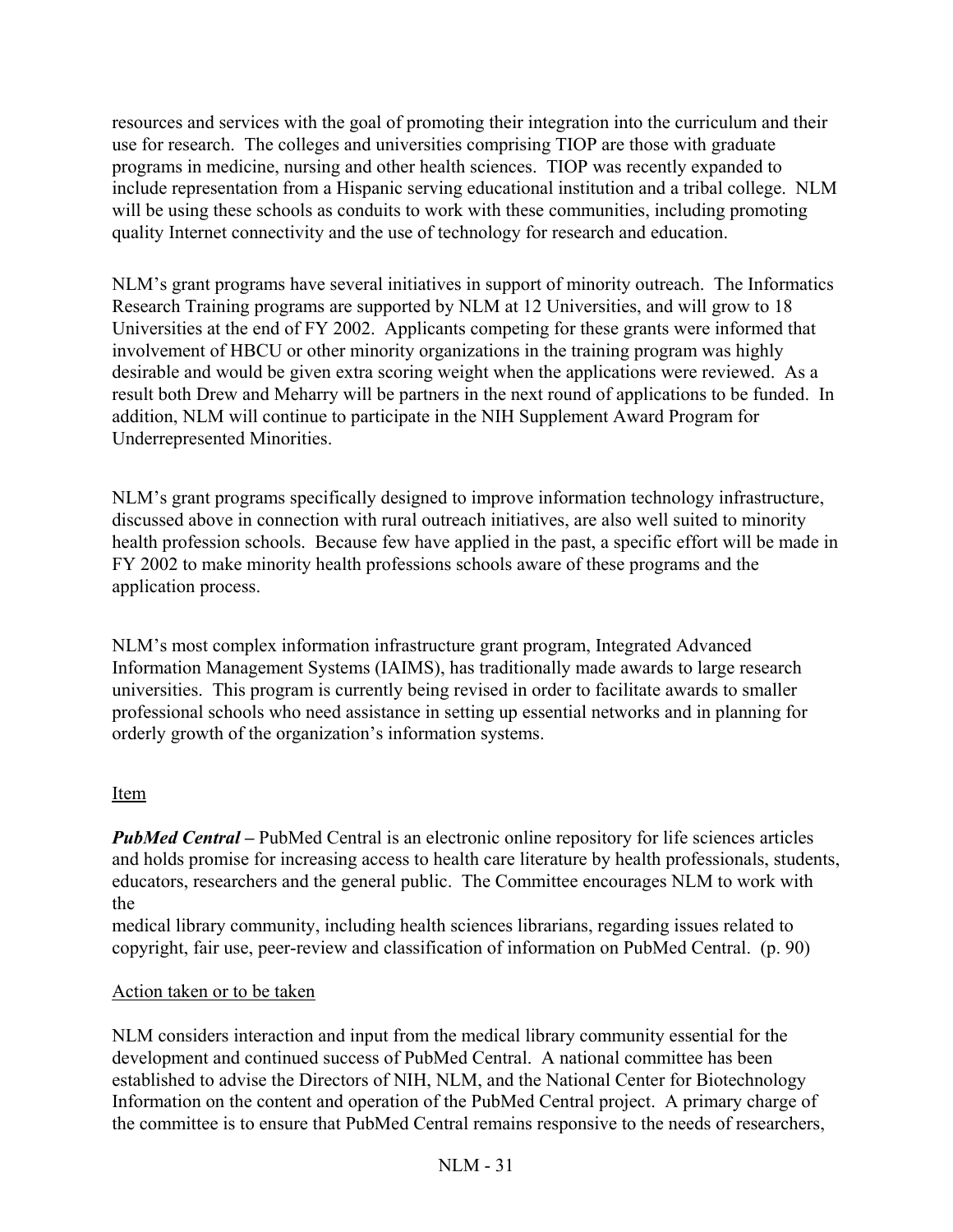resources and services with the goal of promoting their integration into the curriculum and their use for research. The colleges and universities comprising TIOP are those with graduate programs in medicine, nursing and other health sciences. TIOP was recently expanded to include representation from a Hispanic serving educational institution and a tribal college. NLM will be using these schools as conduits to work with these communities, including promoting quality Internet connectivity and the use of technology for research and education.

NLM's grant programs have several initiatives in support of minority outreach. The Informatics Research Training programs are supported by NLM at 12 Universities, and will grow to 18 Universities at the end of FY 2002. Applicants competing for these grants were informed that involvement of HBCU or other minority organizations in the training program was highly desirable and would be given extra scoring weight when the applications were reviewed. As a result both Drew and Meharry will be partners in the next round of applications to be funded. In addition, NLM will continue to participate in the NIH Supplement Award Program for Underrepresented Minorities.

NLM's grant programs specifically designed to improve information technology infrastructure, discussed above in connection with rural outreach initiatives, are also well suited to minority health profession schools. Because few have applied in the past, a specific effort will be made in FY 2002 to make minority health professions schools aware of these programs and the application process.

NLM's most complex information infrastructure grant program, Integrated Advanced Information Management Systems (IAIMS), has traditionally made awards to large research universities. This program is currently being revised in order to facilitate awards to smaller professional schools who need assistance in setting up essential networks and in planning for orderly growth of the organization's information systems.

Item

***PubMed Central*** **–** PubMed Central is an electronic online repository for life sciences articles and holds promise for increasing access to health care literature by health professionals, students, educators, researchers and the general public. The Committee encourages NLM to work with the medical library community, including health sciences librarians, regarding issues related to copyright, fair use, peer-review and classification of information on PubMed Central. (p. 90)

Action taken or to be taken

NLM considers interaction and input from the medical library community essential for the development and continued success of PubMed Central. A national committee has been established to advise the Directors of NIH, NLM, and the National Center for Biotechnology Information on the content and operation of the PubMed Central project. A primary charge of the committee is to ensure that PubMed Central remains responsive to the needs of researchers,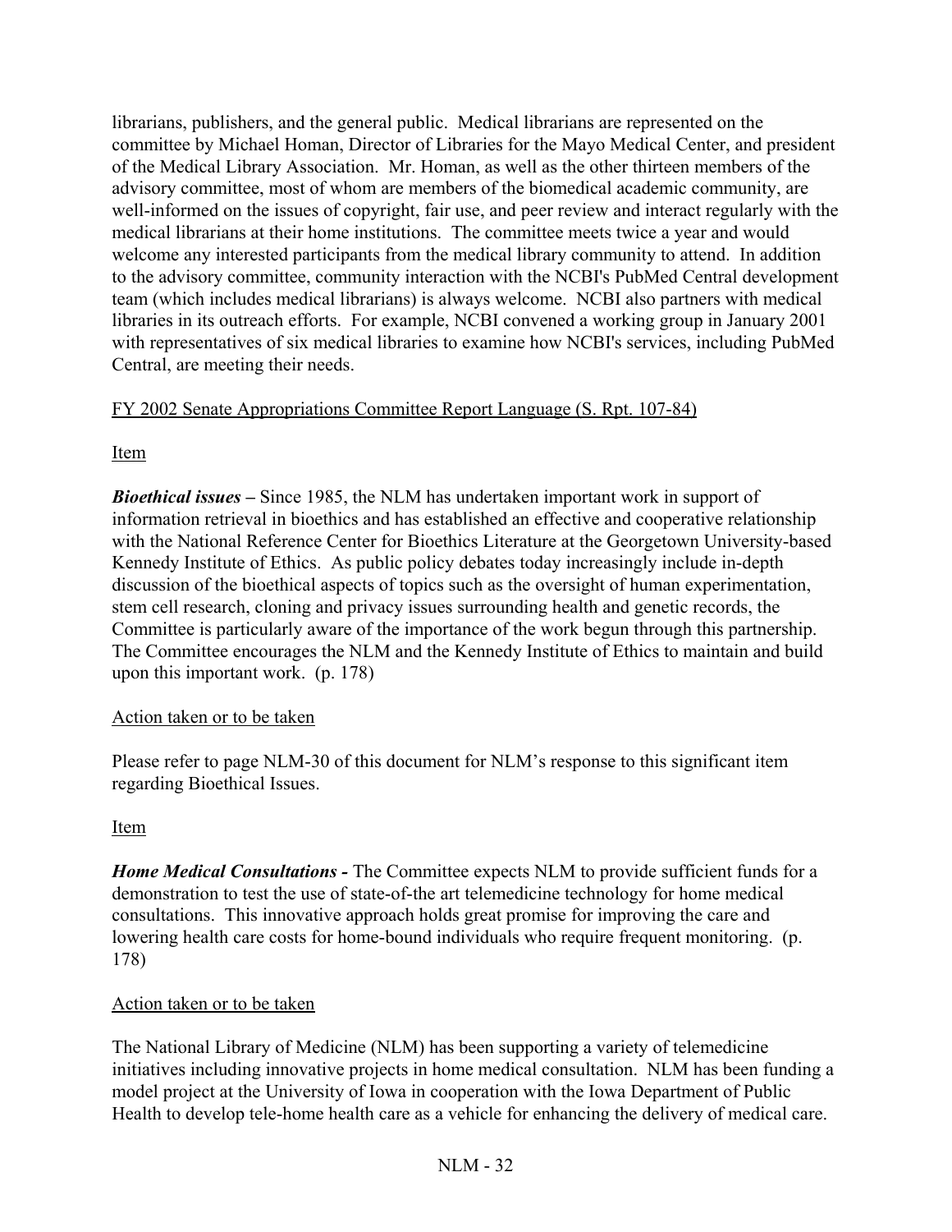librarians, publishers, and the general public. Medical librarians are represented on the committee by Michael Homan, Director of Libraries for the Mayo Medical Center, and president of the Medical Library Association. Mr. Homan, as well as the other thirteen members of the advisory committee, most of whom are members of the biomedical academic community, are well-informed on the issues of copyright, fair use, and peer review and interact regularly with the medical librarians at their home institutions. The committee meets twice a year and would welcome any interested participants from the medical library community to attend. In addition to the advisory committee, community interaction with the NCBI's PubMed Central development team (which includes medical librarians) is always welcome. NCBI also partners with medical libraries in its outreach efforts. For example, NCBI convened a working group in January 2001 with representatives of six medical libraries to examine how NCBI's services, including PubMed Central, are meeting their needs.

<u>FY 2002 Senate Appropriations Committee Report Language (S. Rpt. 107-84)</u>

<u>Item</u>

***Bioethical issues –*** Since 1985, the NLM has undertaken important work in support of information retrieval in bioethics and has established an effective and cooperative relationship with the National Reference Center for Bioethics Literature at the Georgetown University-based Kennedy Institute of Ethics. As public policy debates today increasingly include in-depth discussion of the bioethical aspects of topics such as the oversight of human experimentation, stem cell research, cloning and privacy issues surrounding health and genetic records, the Committee is particularly aware of the importance of the work begun through this partnership. The Committee encourages the NLM and the Kennedy Institute of Ethics to maintain and build upon this important work. (p. 178)

<u>Action taken or to be taken</u>

Please refer to page NLM-30 of this document for NLM's response to this significant item regarding Bioethical Issues.

<u>Item</u>

***Home Medical Consultations -*** The Committee expects NLM to provide sufficient funds for a demonstration to test the use of state-of-the art telemedicine technology for home medical consultations. This innovative approach holds great promise for improving the care and lowering health care costs for home-bound individuals who require frequent monitoring. (p. 178)

<u>Action taken or to be taken</u>

The National Library of Medicine (NLM) has been supporting a variety of telemedicine initiatives including innovative projects in home medical consultation. NLM has been funding a model project at the University of Iowa in cooperation with the Iowa Department of Public Health to develop tele-home health care as a vehicle for enhancing the delivery of medical care.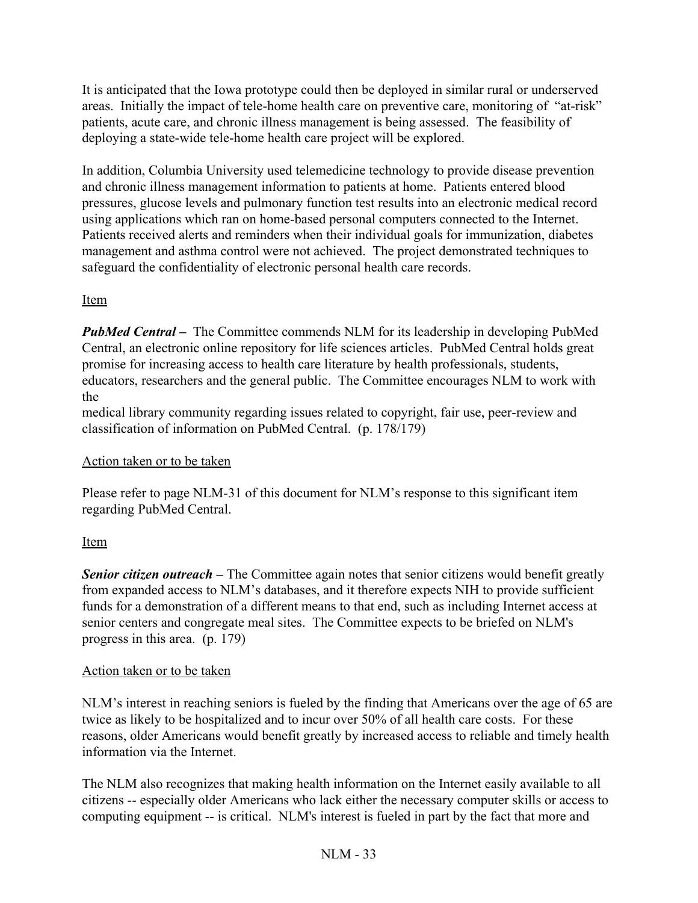It is anticipated that the Iowa prototype could then be deployed in similar rural or underserved areas. Initially the impact of tele-home health care on preventive care, monitoring of "at-risk" patients, acute care, and chronic illness management is being assessed. The feasibility of deploying a state-wide tele-home health care project will be explored.

In addition, Columbia University used telemedicine technology to provide disease prevention and chronic illness management information to patients at home. Patients entered blood pressures, glucose levels and pulmonary function test results into an electronic medical record using applications which ran on home-based personal computers connected to the Internet. Patients received alerts and reminders when their individual goals for immunization, diabetes management and asthma control were not achieved. The project demonstrated techniques to safeguard the confidentiality of electronic personal health care records.

Item

***PubMed Central –*** The Committee commends NLM for its leadership in developing PubMed Central, an electronic online repository for life sciences articles. PubMed Central holds great promise for increasing access to health care literature by health professionals, students, educators, researchers and the general public. The Committee encourages NLM to work with the medical library community regarding issues related to copyright, fair use, peer-review and classification of information on PubMed Central. (p. 178/179)

Action taken or to be taken

Please refer to page NLM-31 of this document for NLM's response to this significant item regarding PubMed Central.

Item

***Senior citizen outreach –*** The Committee again notes that senior citizens would benefit greatly from expanded access to NLM's databases, and it therefore expects NIH to provide sufficient funds for a demonstration of a different means to that end, such as including Internet access at senior centers and congregate meal sites. The Committee expects to be briefed on NLM's progress in this area. (p. 179)

Action taken or to be taken

NLM's interest in reaching seniors is fueled by the finding that Americans over the age of 65 are twice as likely to be hospitalized and to incur over 50% of all health care costs. For these reasons, older Americans would benefit greatly by increased access to reliable and timely health information via the Internet.

The NLM also recognizes that making health information on the Internet easily available to all citizens -- especially older Americans who lack either the necessary computer skills or access to computing equipment -- is critical. NLM's interest is fueled in part by the fact that more and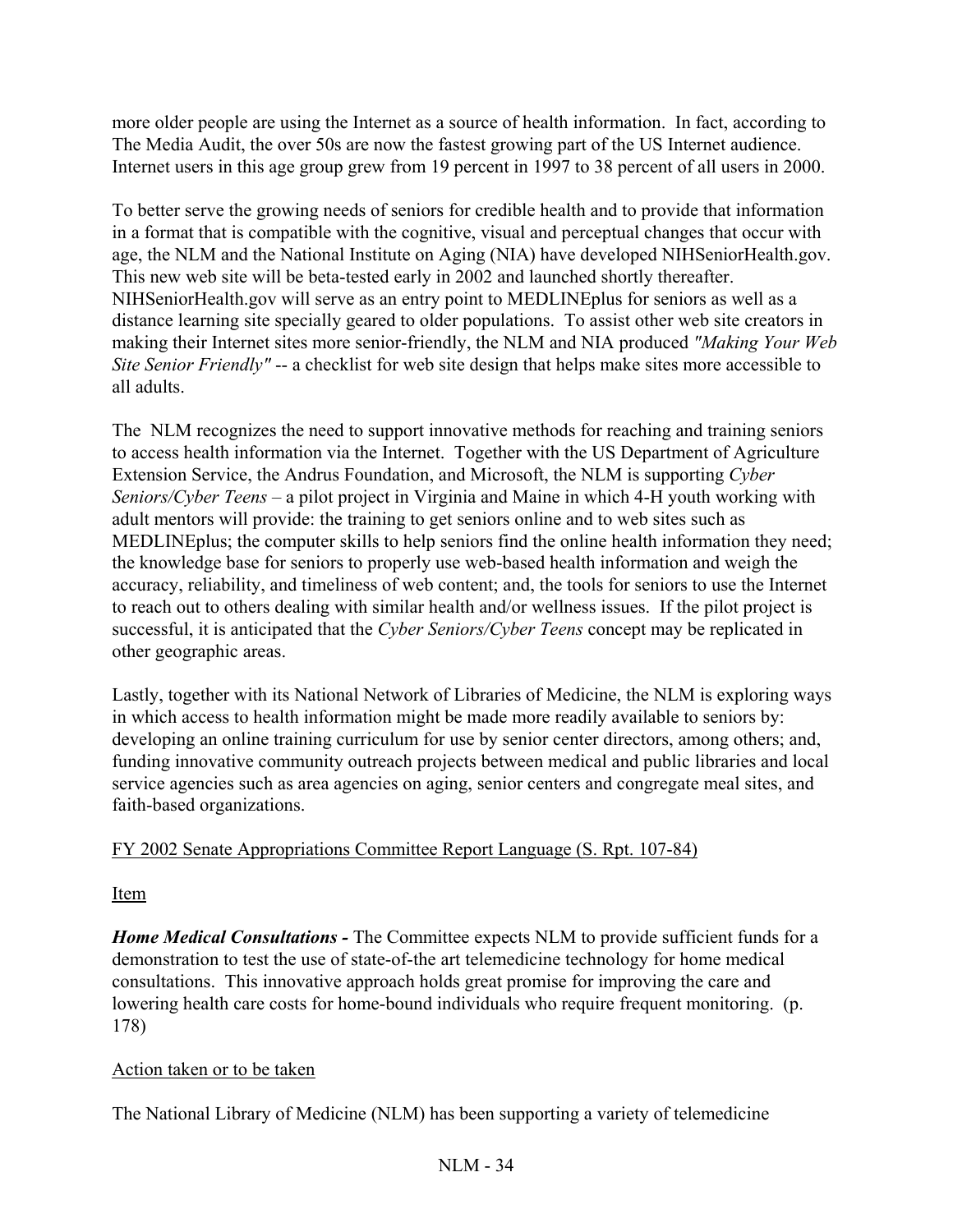more older people are using the Internet as a source of health information. In fact, according to The Media Audit, the over 50s are now the fastest growing part of the US Internet audience. Internet users in this age group grew from 19 percent in 1997 to 38 percent of all users in 2000.

To better serve the growing needs of seniors for credible health and to provide that information in a format that is compatible with the cognitive, visual and perceptual changes that occur with age, the NLM and the National Institute on Aging (NIA) have developed NIHSeniorHealth.gov. This new web site will be beta-tested early in 2002 and launched shortly thereafter. NIHSeniorHealth.gov will serve as an entry point to MEDLINEplus for seniors as well as a distance learning site specially geared to older populations. To assist other web site creators in making their Internet sites more senior-friendly, the NLM and NIA produced *"Making Your Web Site Senior Friendly"* -- a checklist for web site design that helps make sites more accessible to all adults.

The NLM recognizes the need to support innovative methods for reaching and training seniors to access health information via the Internet. Together with the US Department of Agriculture Extension Service, the Andrus Foundation, and Microsoft, the NLM is supporting *Cyber Seniors/Cyber Teens* – a pilot project in Virginia and Maine in which 4-H youth working with adult mentors will provide: the training to get seniors online and to web sites such as MEDLINEplus; the computer skills to help seniors find the online health information they need; the knowledge base for seniors to properly use web-based health information and weigh the accuracy, reliability, and timeliness of web content; and, the tools for seniors to use the Internet to reach out to others dealing with similar health and/or wellness issues. If the pilot project is successful, it is anticipated that the *Cyber Seniors/Cyber Teens* concept may be replicated in other geographic areas.

Lastly, together with its National Network of Libraries of Medicine, the NLM is exploring ways in which access to health information might be made more readily available to seniors by: developing an online training curriculum for use by senior center directors, among others; and, funding innovative community outreach projects between medical and public libraries and local service agencies such as area agencies on aging, senior centers and congregate meal sites, and faith-based organizations.

FY 2002 Senate Appropriations Committee Report Language (S. Rpt. 107-84)

Item

***Home Medical Consultations -*** The Committee expects NLM to provide sufficient funds for a demonstration to test the use of state-of-the art telemedicine technology for home medical consultations. This innovative approach holds great promise for improving the care and lowering health care costs for home-bound individuals who require frequent monitoring. (p. 178)

Action taken or to be taken

The National Library of Medicine (NLM) has been supporting a variety of telemedicine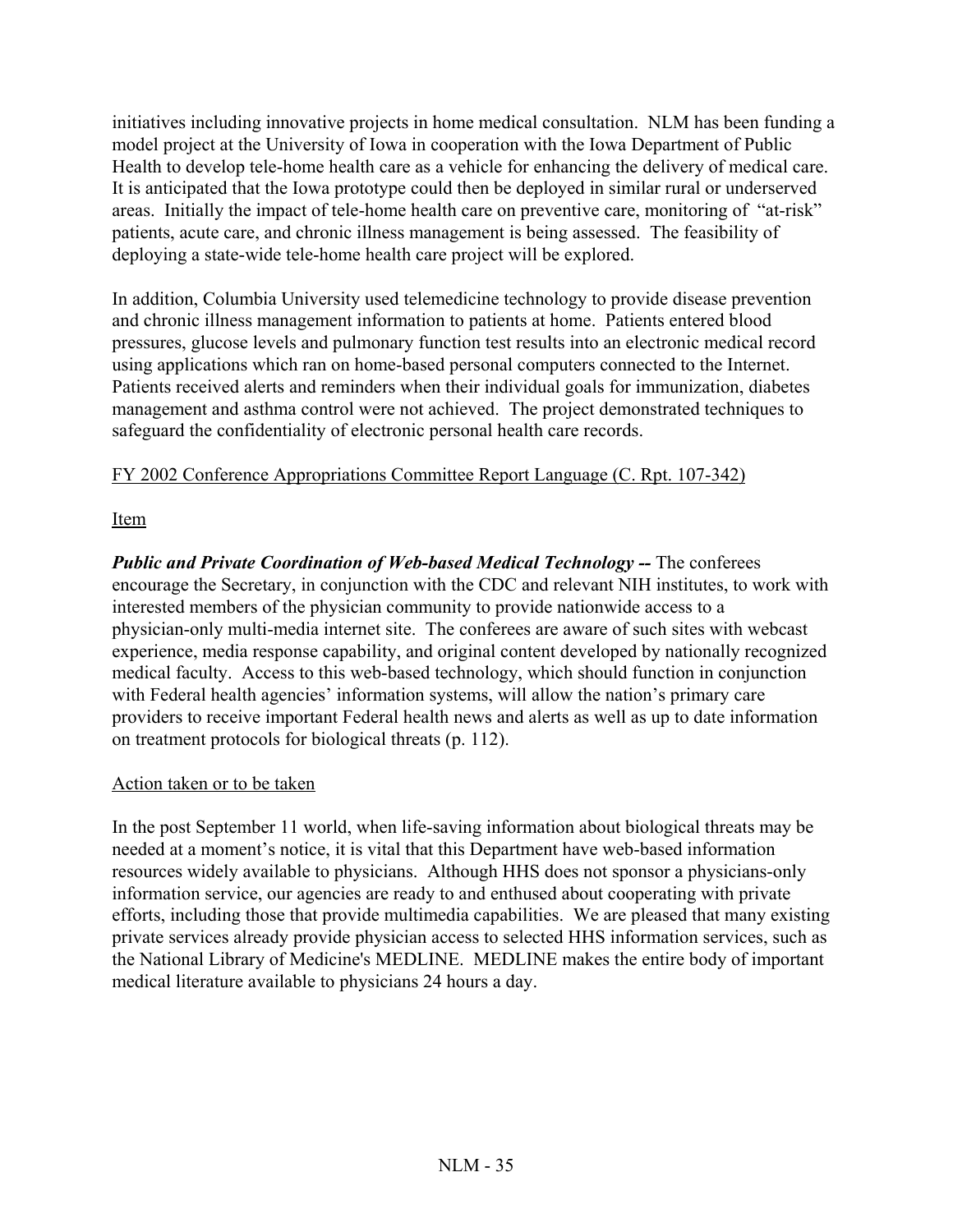initiatives including innovative projects in home medical consultation. NLM has been funding a model project at the University of Iowa in cooperation with the Iowa Department of Public Health to develop tele-home health care as a vehicle for enhancing the delivery of medical care. It is anticipated that the Iowa prototype could then be deployed in similar rural or underserved areas. Initially the impact of tele-home health care on preventive care, monitoring of "at-risk" patients, acute care, and chronic illness management is being assessed. The feasibility of deploying a state-wide tele-home health care project will be explored.

In addition, Columbia University used telemedicine technology to provide disease prevention and chronic illness management information to patients at home. Patients entered blood pressures, glucose levels and pulmonary function test results into an electronic medical record using applications which ran on home-based personal computers connected to the Internet. Patients received alerts and reminders when their individual goals for immunization, diabetes management and asthma control were not achieved. The project demonstrated techniques to safeguard the confidentiality of electronic personal health care records.

FY 2002 Conference Appropriations Committee Report Language (C. Rpt. 107-342)

Item

***Public and Private Coordination of Web-based Medical Technology --*** The conferees encourage the Secretary, in conjunction with the CDC and relevant NIH institutes, to work with interested members of the physician community to provide nationwide access to a physician-only multi-media internet site. The conferees are aware of such sites with webcast experience, media response capability, and original content developed by nationally recognized medical faculty. Access to this web-based technology, which should function in conjunction with Federal health agencies' information systems, will allow the nation's primary care providers to receive important Federal health news and alerts as well as up to date information on treatment protocols for biological threats (p. 112).

Action taken or to be taken

In the post September 11 world, when life-saving information about biological threats may be needed at a moment's notice, it is vital that this Department have web-based information resources widely available to physicians. Although HHS does not sponsor a physicians-only information service, our agencies are ready to and enthused about cooperating with private efforts, including those that provide multimedia capabilities. We are pleased that many existing private services already provide physician access to selected HHS information services, such as the National Library of Medicine's MEDLINE. MEDLINE makes the entire body of important medical literature available to physicians 24 hours a day.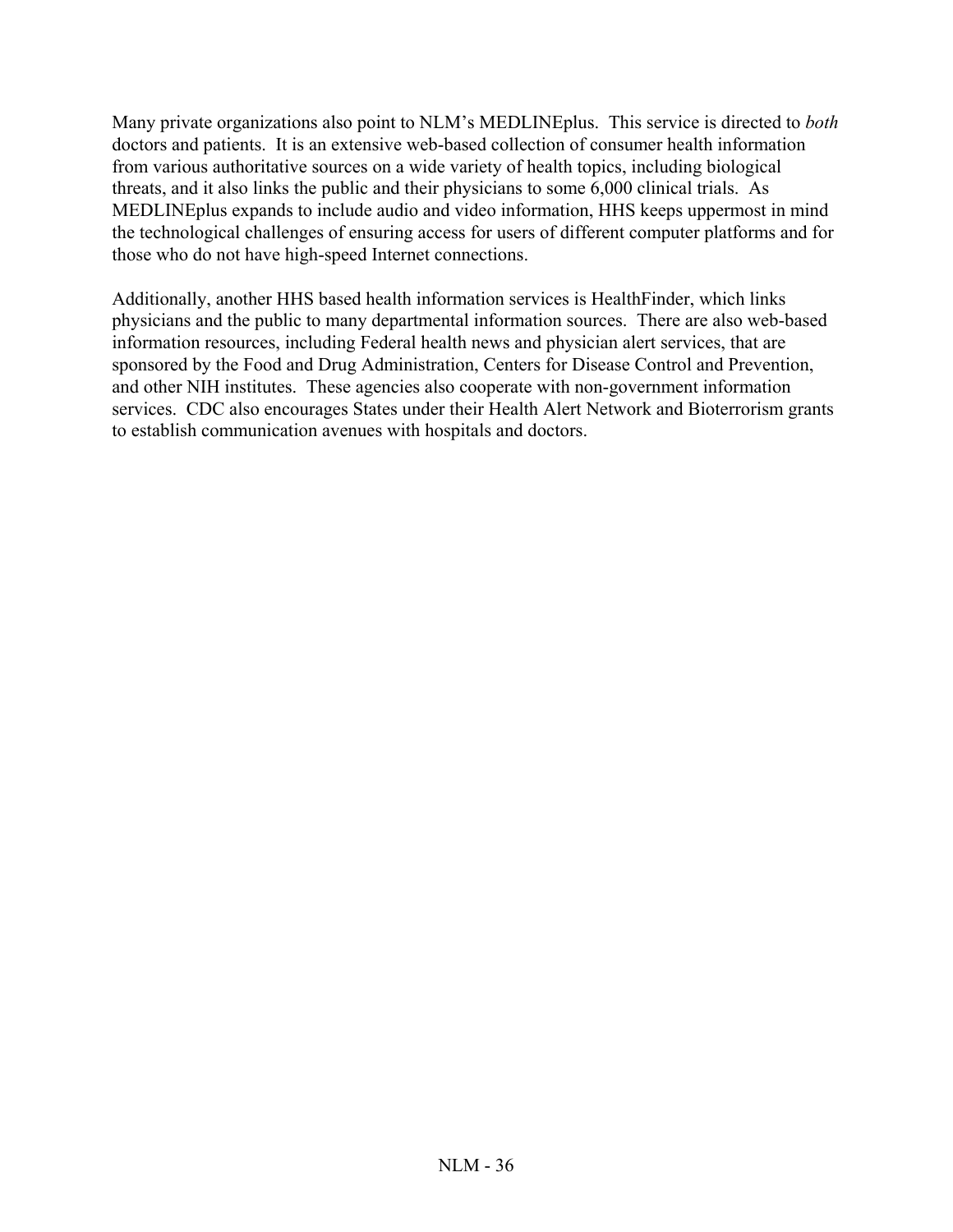Many private organizations also point to NLM's MEDLINEplus. This service is directed to *both* doctors and patients. It is an extensive web-based collection of consumer health information from various authoritative sources on a wide variety of health topics, including biological threats, and it also links the public and their physicians to some 6,000 clinical trials. As MEDLINEplus expands to include audio and video information, HHS keeps uppermost in mind the technological challenges of ensuring access for users of different computer platforms and for those who do not have high-speed Internet connections.

Additionally, another HHS based health information services is HealthFinder, which links physicians and the public to many departmental information sources. There are also web-based information resources, including Federal health news and physician alert services, that are sponsored by the Food and Drug Administration, Centers for Disease Control and Prevention, and other NIH institutes. These agencies also cooperate with non-government information services. CDC also encourages States under their Health Alert Network and Bioterrorism grants to establish communication avenues with hospitals and doctors.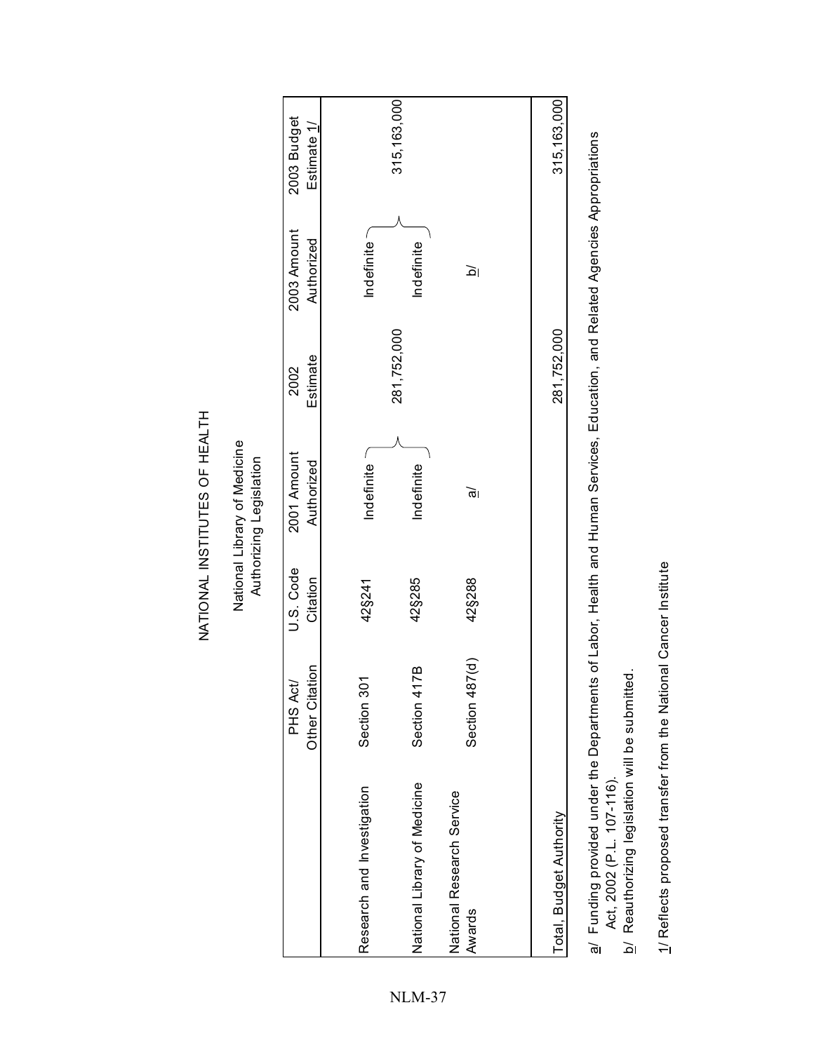# NATIONAL INSTITUTES OF HEALTH

## National Library of Medicine
### Authorizing Legislation

| | PHS Act/ Other Citation | U.S. Code Citation | 2001 Amount Authorized | 2002 Estimate | 2003 Amount Authorized | 2003 Budget Estimate 1/ |
|---|---|---|---|---|---|---|
| Research and Investigation | Section 301 | 42§241 | Indefinite | | Indefinite | |
| National Library of Medicine | Section 417B | 42§285 | Indefinite | 281,752,000 | Indefinite | 315,163,000 |
| National Research Service Awards | Section 487(d) | 42§288 | a/ | | b/ | |
| Total, Budget Authority | | | | 281,752,000 | | 315,163,000 |

a/ Funding provided under the Departments of Labor, Health and Human Services, Education, and Related Agencies Appropriations Act, 2002 (P.L. 107-116).

b/ Reauthorizing legislation will be submitted.

1/ Reflects proposed transfer from the National Cancer Institute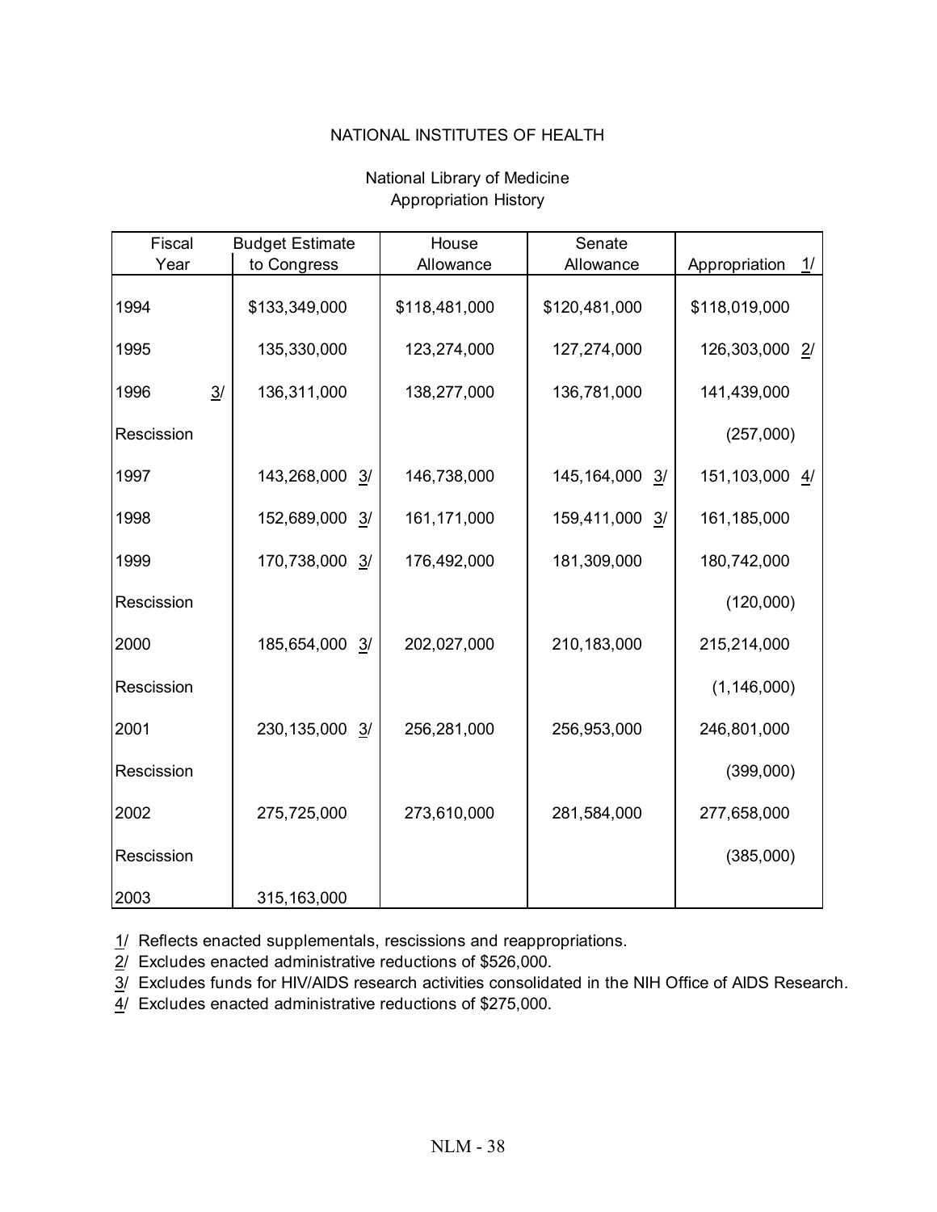NATIONAL INSTITUTES OF HEALTH

National Library of Medicine
Appropriation History

| Fiscal Year | Budget Estimate to Congress | House Allowance | Senate Allowance | Appropriation 1/ |
|---|---|---|---|---|
| 1994 | $133,349,000 | $118,481,000 | $120,481,000 | $118,019,000 |
| 1995 | 135,330,000 | 123,274,000 | 127,274,000 | 126,303,000 2/ |
| 1996 3/ | 136,311,000 | 138,277,000 | 136,781,000 | 141,439,000 |
| Rescission | | | | (257,000) |
| 1997 | 143,268,000 3/ | 146,738,000 | 145,164,000 3/ | 151,103,000 4/ |
| 1998 | 152,689,000 3/ | 161,171,000 | 159,411,000 3/ | 161,185,000 |
| 1999 | 170,738,000 3/ | 176,492,000 | 181,309,000 | 180,742,000 |
| Rescission | | | | (120,000) |
| 2000 | 185,654,000 3/ | 202,027,000 | 210,183,000 | 215,214,000 |
| Rescission | | | | (1,146,000) |
| 2001 | 230,135,000 3/ | 256,281,000 | 256,953,000 | 246,801,000 |
| Rescission | | | | (399,000) |
| 2002 | 275,725,000 | 273,610,000 | 281,584,000 | 277,658,000 |
| Rescission | | | | (385,000) |
| 2003 | 315,163,000 | | | |

1/ Reflects enacted supplementals, rescissions and reappropriations.
2/ Excludes enacted administrative reductions of $526,000.
3/ Excludes funds for HIV/AIDS research activities consolidated in the NIH Office of AIDS Research.
4/ Excludes enacted administrative reductions of $275,000.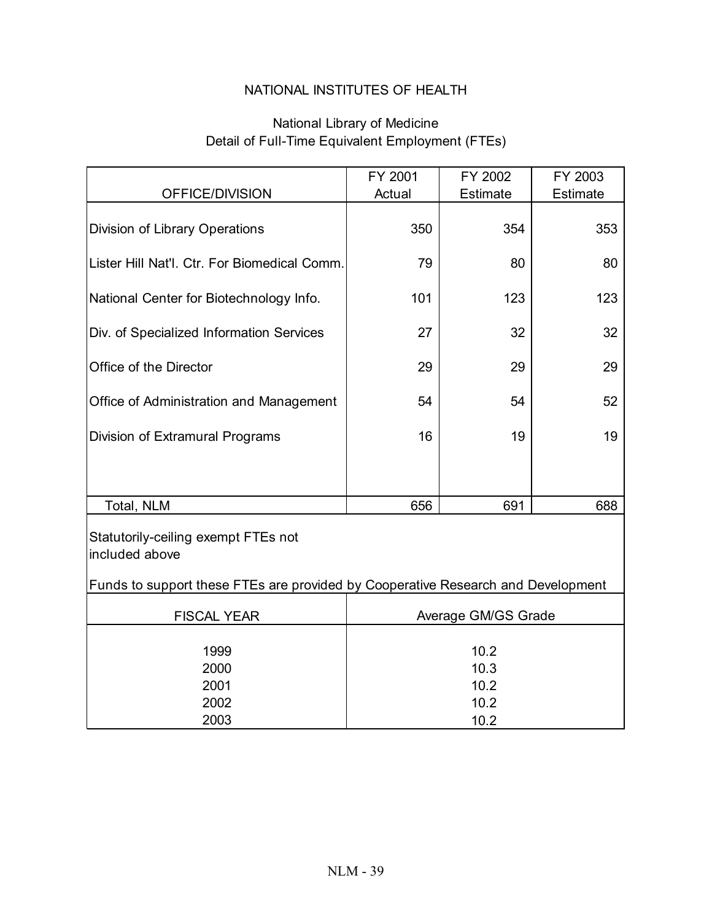NATIONAL INSTITUTES OF HEALTH

National Library of Medicine
Detail of Full-Time Equivalent Employment (FTEs)

| OFFICE/DIVISION | FY 2001 Actual | FY 2002 Estimate | FY 2003 Estimate |
|---|---|---|---|
| Division of Library Operations | 350 | 354 | 353 |
| Lister Hill Nat'l. Ctr. For Biomedical Comm. | 79 | 80 | 80 |
| National Center for Biotechnology Info. | 101 | 123 | 123 |
| Div. of Specialized Information Services | 27 | 32 | 32 |
| Office of the Director | 29 | 29 | 29 |
| Office of Administration and Management | 54 | 54 | 52 |
| Division of Extramural Programs | 16 | 19 | 19 |
| Total, NLM | 656 | 691 | 688 |

Statutorily-ceiling exempt FTEs not included above

Funds to support these FTEs are provided by Cooperative Research and Development

| FISCAL YEAR | Average GM/GS Grade |
|---|---|
| 1999 | 10.2 |
| 2000 | 10.3 |
| 2001 | 10.2 |
| 2002 | 10.2 |
| 2003 | 10.2 |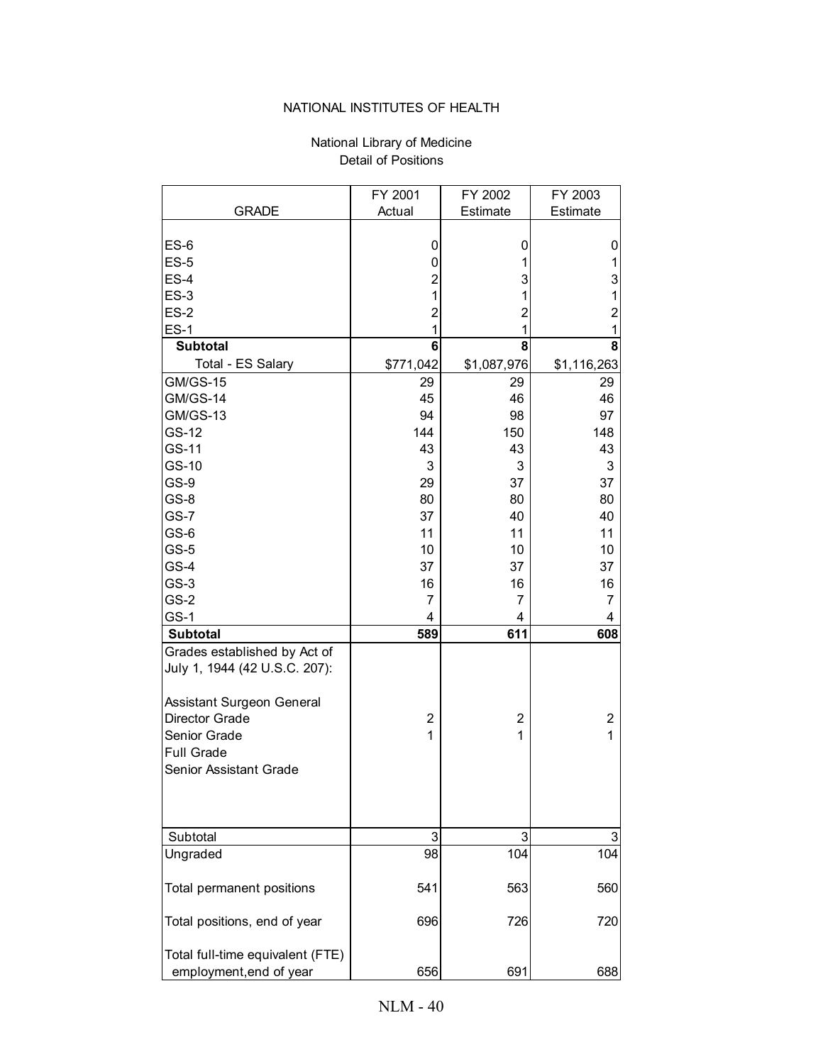NATIONAL INSTITUTES OF HEALTH

National Library of Medicine
Detail of Positions

| GRADE | FY 2001 Actual | FY 2002 Estimate | FY 2003 Estimate |
|---|---|---|---|
| ES-6 | 0 | 0 | 0 |
| ES-5 | 0 | 1 | 1 |
| ES-4 | 2 | 3 | 3 |
| ES-3 | 1 | 1 | 1 |
| ES-2 | 2 | 2 | 2 |
| ES-1 | 1 | 1 | 1 |
| **Subtotal** | **6** | **8** | **8** |
| Total - ES Salary | $771,042 | $1,087,976 | $1,116,263 |
| GM/GS-15 | 29 | 29 | 29 |
| GM/GS-14 | 45 | 46 | 46 |
| GM/GS-13 | 94 | 98 | 97 |
| GS-12 | 144 | 150 | 148 |
| GS-11 | 43 | 43 | 43 |
| GS-10 | 3 | 3 | 3 |
| GS-9 | 29 | 37 | 37 |
| GS-8 | 80 | 80 | 80 |
| GS-7 | 37 | 40 | 40 |
| GS-6 | 11 | 11 | 11 |
| GS-5 | 10 | 10 | 10 |
| GS-4 | 37 | 37 | 37 |
| GS-3 | 16 | 16 | 16 |
| GS-2 | 7 | 7 | 7 |
| GS-1 | 4 | 4 | 4 |
| **Subtotal** | **589** | **611** | **608** |
| Grades established by Act of July 1, 1944 (42 U.S.C. 207): | | | |
| Assistant Surgeon General | | | |
| Director Grade | 2 | 2 | 2 |
| Senior Grade | 1 | 1 | 1 |
| Full Grade | | | |
| Senior Assistant Grade | | | |
| Subtotal | 3 | 3 | 3 |
| Ungraded | 98 | 104 | 104 |
| Total permanent positions | 541 | 563 | 560 |
| Total positions, end of year | 696 | 726 | 720 |
| Total full-time equivalent (FTE) employment,end of year | 656 | 691 | 688 |